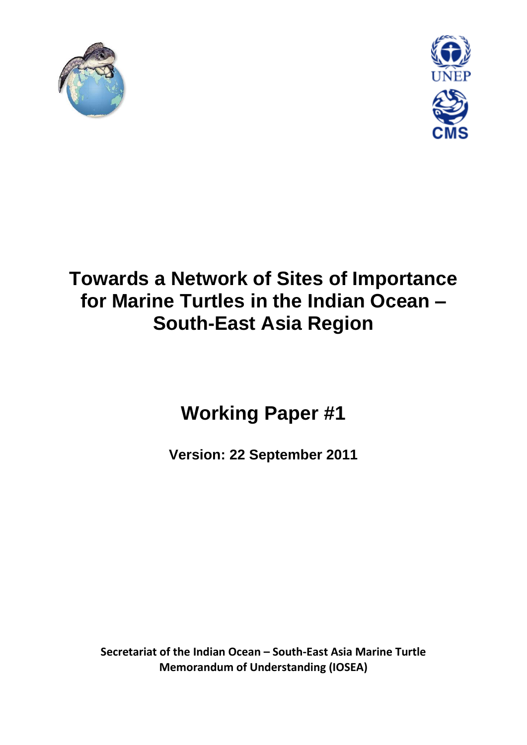# Towards a Network of Sites of Importance for Marine Turtles in the Indian Ocean – South-East Asia Region

## Working Paper #1

**Version: 22 September 2011**

**Secretariat of the Indian Ocean – South-East Asia Marine Turtle Memorandum of Understanding (IOSEA)**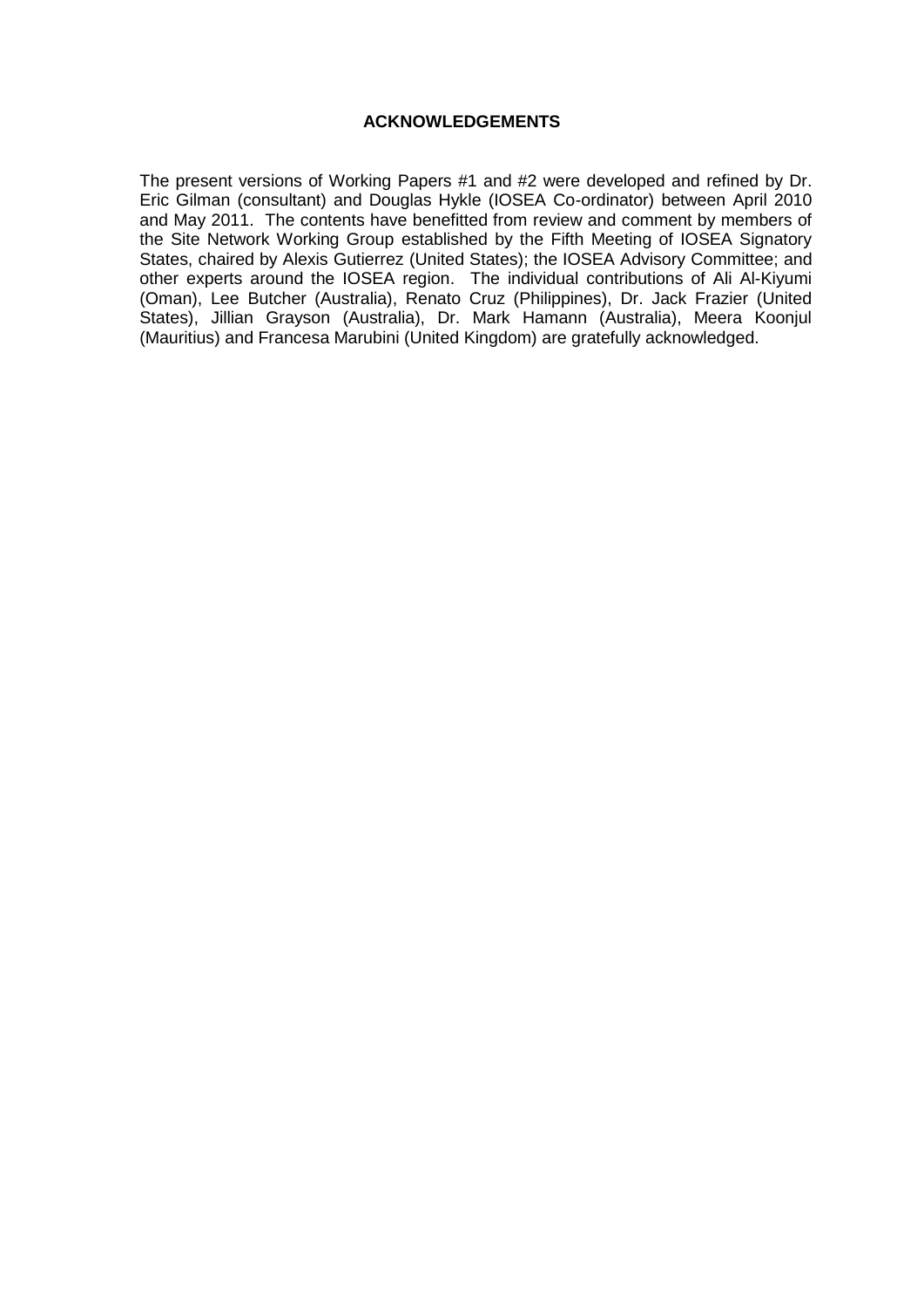## ACKNOWLEDGEMENTS

The present versions of Working Papers #1 and #2 were developed and refined by Dr. Eric Gilman (consultant) and Douglas Hykle (IOSEA Co-ordinator) between April 2010 and May 2011. The contents have benefitted from review and comment by members of the Site Network Working Group established by the Fifth Meeting of IOSEA Signatory States, chaired by Alexis Gutierrez (United States); the IOSEA Advisory Committee; and other experts around the IOSEA region. The individual contributions of Ali Al-Kiyumi (Oman), Lee Butcher (Australia), Renato Cruz (Philippines), Dr. Jack Frazier (United States), Jillian Grayson (Australia), Dr. Mark Hamann (Australia), Meera Koonjul (Mauritius) and Francesa Marubini (United Kingdom) are gratefully acknowledged.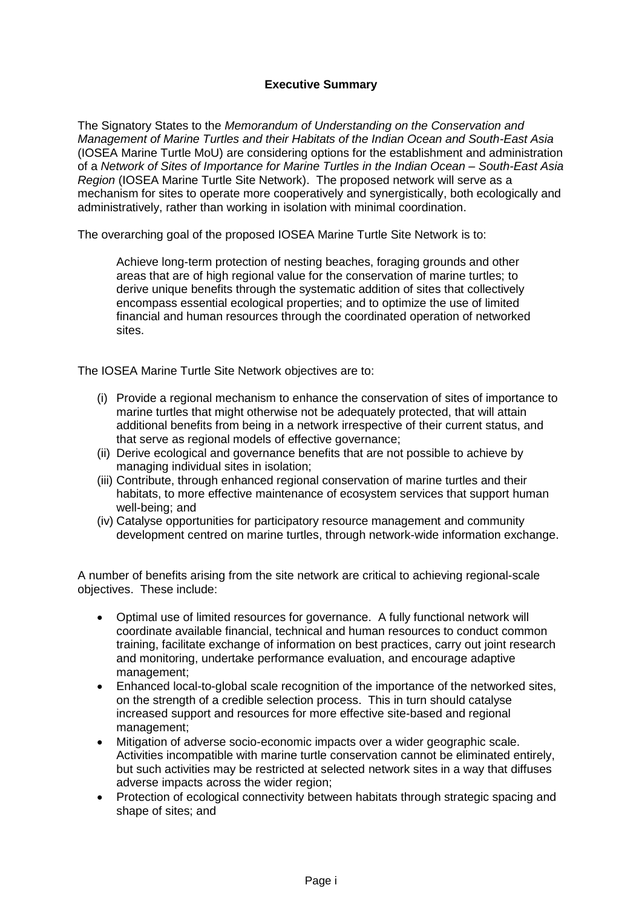## Executive Summary

The Signatory States to the *Memorandum of Understanding on the Conservation and Management of Marine Turtles and their Habitats of the Indian Ocean and South-East Asia* (IOSEA Marine Turtle MoU) are considering options for the establishment and administration of a *Network of Sites of Importance for Marine Turtles in the Indian Ocean – South-East Asia Region* (IOSEA Marine Turtle Site Network). The proposed network will serve as a mechanism for sites to operate more cooperatively and synergistically, both ecologically and administratively, rather than working in isolation with minimal coordination.

The overarching goal of the proposed IOSEA Marine Turtle Site Network is to:

> Achieve long-term protection of nesting beaches, foraging grounds and other areas that are of high regional value for the conservation of marine turtles; to derive unique benefits through the systematic addition of sites that collectively encompass essential ecological properties; and to optimize the use of limited financial and human resources through the coordinated operation of networked sites.

The IOSEA Marine Turtle Site Network objectives are to:

- (i) Provide a regional mechanism to enhance the conservation of sites of importance to marine turtles that might otherwise not be adequately protected, that will attain additional benefits from being in a network irrespective of their current status, and that serve as regional models of effective governance;
- (ii) Derive ecological and governance benefits that are not possible to achieve by managing individual sites in isolation;
- (iii) Contribute, through enhanced regional conservation of marine turtles and their habitats, to more effective maintenance of ecosystem services that support human well-being; and
- (iv) Catalyse opportunities for participatory resource management and community development centred on marine turtles, through network-wide information exchange.

A number of benefits arising from the site network are critical to achieving regional-scale objectives. These include:

- Optimal use of limited resources for governance. A fully functional network will coordinate available financial, technical and human resources to conduct common training, facilitate exchange of information on best practices, carry out joint research and monitoring, undertake performance evaluation, and encourage adaptive management;
- Enhanced local-to-global scale recognition of the importance of the networked sites, on the strength of a credible selection process. This in turn should catalyse increased support and resources for more effective site-based and regional management;
- Mitigation of adverse socio-economic impacts over a wider geographic scale. Activities incompatible with marine turtle conservation cannot be eliminated entirely, but such activities may be restricted at selected network sites in a way that diffuses adverse impacts across the wider region;
- Protection of ecological connectivity between habitats through strategic spacing and shape of sites; and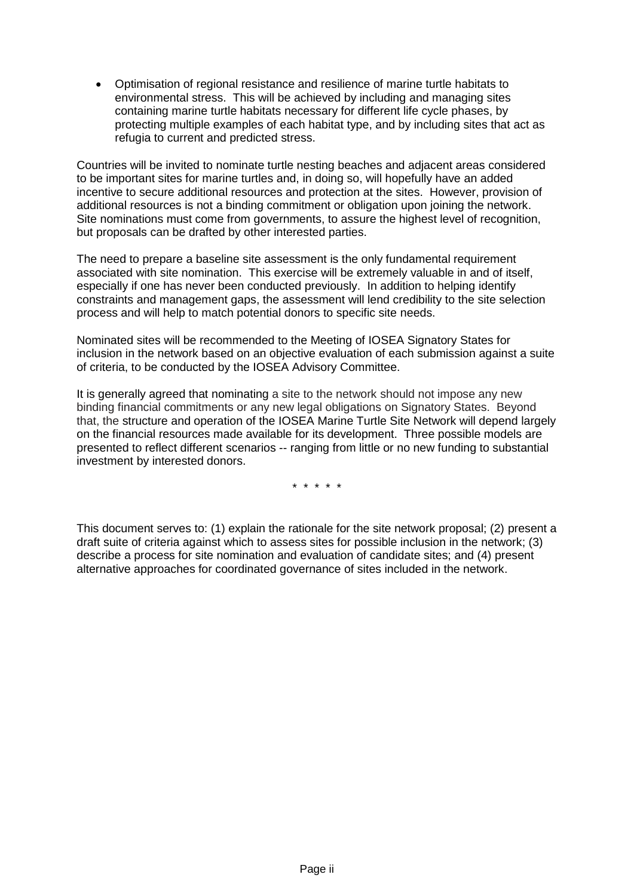- Optimisation of regional resistance and resilience of marine turtle habitats to environmental stress. This will be achieved by including and managing sites containing marine turtle habitats necessary for different life cycle phases, by protecting multiple examples of each habitat type, and by including sites that act as refugia to current and predicted stress.

Countries will be invited to nominate turtle nesting beaches and adjacent areas considered to be important sites for marine turtles and, in doing so, will hopefully have an added incentive to secure additional resources and protection at the sites. However, provision of additional resources is not a binding commitment or obligation upon joining the network. Site nominations must come from governments, to assure the highest level of recognition, but proposals can be drafted by other interested parties.

The need to prepare a baseline site assessment is the only fundamental requirement associated with site nomination. This exercise will be extremely valuable in and of itself, especially if one has never been conducted previously. In addition to helping identify constraints and management gaps, the assessment will lend credibility to the site selection process and will help to match potential donors to specific site needs.

Nominated sites will be recommended to the Meeting of IOSEA Signatory States for inclusion in the network based on an objective evaluation of each submission against a suite of criteria, to be conducted by the IOSEA Advisory Committee.

It is generally agreed that nominating a site to the network should not impose any new binding financial commitments or any new legal obligations on Signatory States. Beyond that, the structure and operation of the IOSEA Marine Turtle Site Network will depend largely on the financial resources made available for its development. Three possible models are presented to reflect different scenarios -- ranging from little or no new funding to substantial investment by interested donors.

\* \* \* \* \*

This document serves to: (1) explain the rationale for the site network proposal; (2) present a draft suite of criteria against which to assess sites for possible inclusion in the network; (3) describe a process for site nomination and evaluation of candidate sites; and (4) present alternative approaches for coordinated governance of sites included in the network.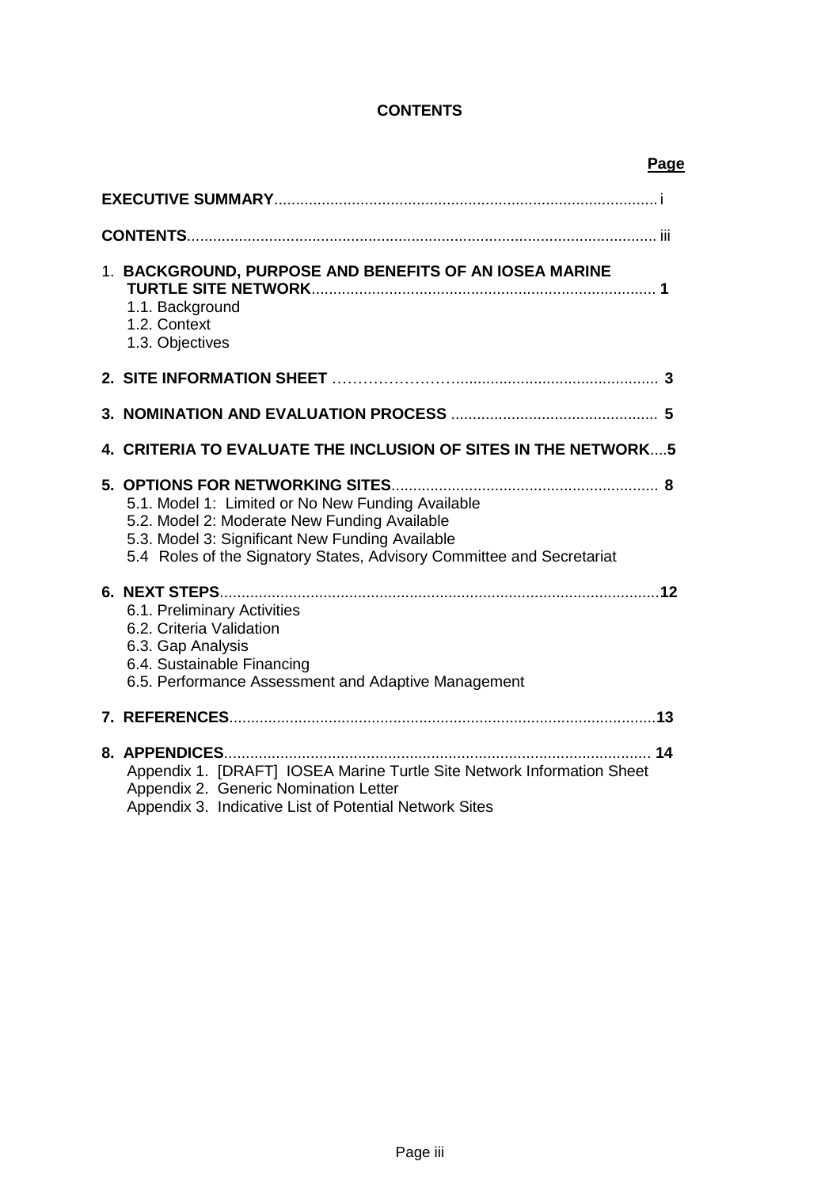**CONTENTS**

**Page**

**EXECUTIVE SUMMARY**........................................................................................ i

**CONTENTS**............................................................................................................ iii

1. **BACKGROUND, PURPOSE AND BENEFITS OF AN IOSEA MARINE TURTLE SITE NETWORK**............................................................................... **1**
   - 1.1. Background
   - 1.2. Context
   - 1.3. Objectives

**2. SITE INFORMATION SHEET** ……………………............................................... **3**

**3. NOMINATION AND EVALUATION PROCESS** ................................................ **5**

**4. CRITERIA TO EVALUATE THE INCLUSION OF SITES IN THE NETWORK**....**5**

**5. OPTIONS FOR NETWORKING SITES**............................................................. **8**
   - 5.1. Model 1: Limited or No New Funding Available
   - 5.2. Model 2: Moderate New Funding Available
   - 5.3. Model 3: Significant New Funding Available
   - 5.4 Roles of the Signatory States, Advisory Committee and Secretariat

**6. NEXT STEPS**.....................................................................................................**12**
   - 6.1. Preliminary Activities
   - 6.2. Criteria Validation
   - 6.3. Gap Analysis
   - 6.4. Sustainable Financing
   - 6.5. Performance Assessment and Adaptive Management

**7. REFERENCES**..................................................................................................**13**

**8. APPENDICES**.................................................................................................. **14**
   - Appendix 1. [DRAFT] IOSEA Marine Turtle Site Network Information Sheet
   - Appendix 2. Generic Nomination Letter
   - Appendix 3. Indicative List of Potential Network Sites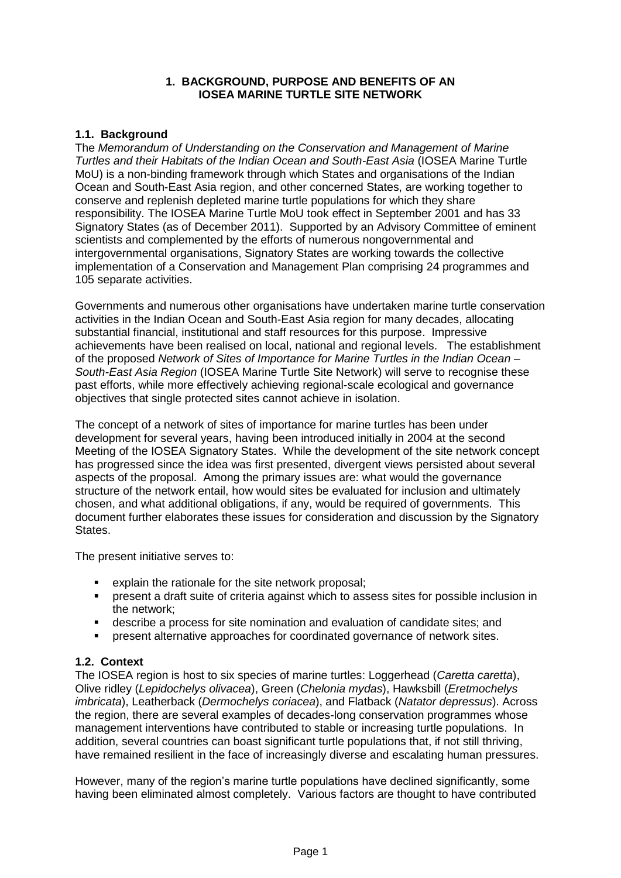## 1. BACKGROUND, PURPOSE AND BENEFITS OF AN IOSEA MARINE TURTLE SITE NETWORK

### 1.1. Background

The *Memorandum of Understanding on the Conservation and Management of Marine Turtles and their Habitats of the Indian Ocean and South-East Asia* (IOSEA Marine Turtle MoU) is a non-binding framework through which States and organisations of the Indian Ocean and South-East Asia region, and other concerned States, are working together to conserve and replenish depleted marine turtle populations for which they share responsibility. The IOSEA Marine Turtle MoU took effect in September 2001 and has 33 Signatory States (as of December 2011). Supported by an Advisory Committee of eminent scientists and complemented by the efforts of numerous nongovernmental and intergovernmental organisations, Signatory States are working towards the collective implementation of a Conservation and Management Plan comprising 24 programmes and 105 separate activities.

Governments and numerous other organisations have undertaken marine turtle conservation activities in the Indian Ocean and South-East Asia region for many decades, allocating substantial financial, institutional and staff resources for this purpose. Impressive achievements have been realised on local, national and regional levels. The establishment of the proposed *Network of Sites of Importance for Marine Turtles in the Indian Ocean – South-East Asia Region* (IOSEA Marine Turtle Site Network) will serve to recognise these past efforts, while more effectively achieving regional-scale ecological and governance objectives that single protected sites cannot achieve in isolation.

The concept of a network of sites of importance for marine turtles has been under development for several years, having been introduced initially in 2004 at the second Meeting of the IOSEA Signatory States. While the development of the site network concept has progressed since the idea was first presented, divergent views persisted about several aspects of the proposal. Among the primary issues are: what would the governance structure of the network entail, how would sites be evaluated for inclusion and ultimately chosen, and what additional obligations, if any, would be required of governments. This document further elaborates these issues for consideration and discussion by the Signatory States.

The present initiative serves to:

- explain the rationale for the site network proposal;
- present a draft suite of criteria against which to assess sites for possible inclusion in the network;
- describe a process for site nomination and evaluation of candidate sites; and
- present alternative approaches for coordinated governance of network sites.

### 1.2. Context

The IOSEA region is host to six species of marine turtles: Loggerhead (*Caretta caretta*), Olive ridley (*Lepidochelys olivacea*), Green (*Chelonia mydas*), Hawksbill (*Eretmochelys imbricata*), Leatherback (*Dermochelys coriacea*), and Flatback (*Natator depressus*). Across the region, there are several examples of decades-long conservation programmes whose management interventions have contributed to stable or increasing turtle populations. In addition, several countries can boast significant turtle populations that, if not still thriving, have remained resilient in the face of increasingly diverse and escalating human pressures.

However, many of the region's marine turtle populations have declined significantly, some having been eliminated almost completely. Various factors are thought to have contributed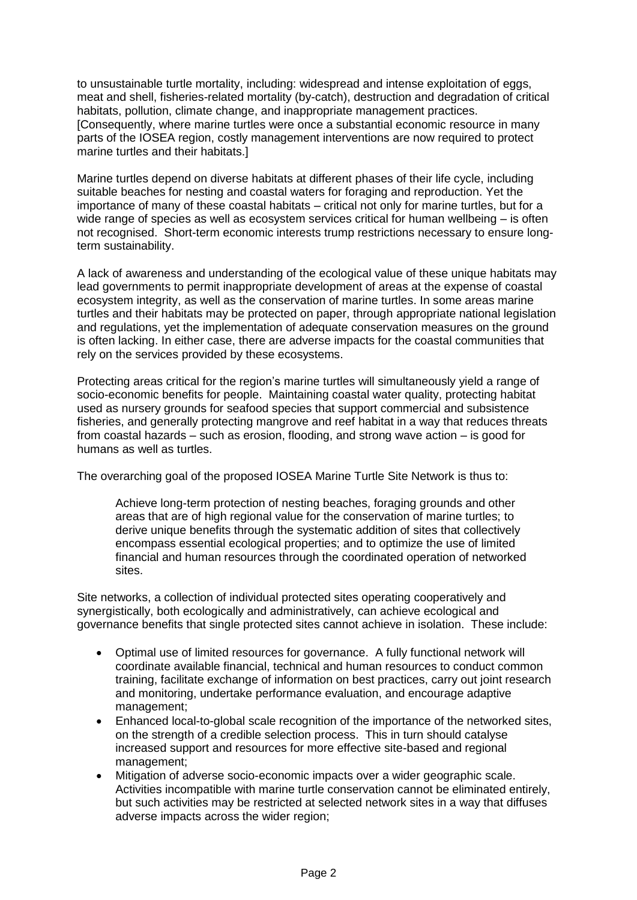to unsustainable turtle mortality, including: widespread and intense exploitation of eggs, meat and shell, fisheries-related mortality (by-catch), destruction and degradation of critical habitats, pollution, climate change, and inappropriate management practices. [Consequently, where marine turtles were once a substantial economic resource in many parts of the IOSEA region, costly management interventions are now required to protect marine turtles and their habitats.]

Marine turtles depend on diverse habitats at different phases of their life cycle, including suitable beaches for nesting and coastal waters for foraging and reproduction. Yet the importance of many of these coastal habitats – critical not only for marine turtles, but for a wide range of species as well as ecosystem services critical for human wellbeing – is often not recognised. Short-term economic interests trump restrictions necessary to ensure long-term sustainability.

A lack of awareness and understanding of the ecological value of these unique habitats may lead governments to permit inappropriate development of areas at the expense of coastal ecosystem integrity, as well as the conservation of marine turtles. In some areas marine turtles and their habitats may be protected on paper, through appropriate national legislation and regulations, yet the implementation of adequate conservation measures on the ground is often lacking. In either case, there are adverse impacts for the coastal communities that rely on the services provided by these ecosystems.

Protecting areas critical for the region's marine turtles will simultaneously yield a range of socio-economic benefits for people. Maintaining coastal water quality, protecting habitat used as nursery grounds for seafood species that support commercial and subsistence fisheries, and generally protecting mangrove and reef habitat in a way that reduces threats from coastal hazards – such as erosion, flooding, and strong wave action – is good for humans as well as turtles.

The overarching goal of the proposed IOSEA Marine Turtle Site Network is thus to:

> Achieve long-term protection of nesting beaches, foraging grounds and other areas that are of high regional value for the conservation of marine turtles; to derive unique benefits through the systematic addition of sites that collectively encompass essential ecological properties; and to optimize the use of limited financial and human resources through the coordinated operation of networked sites.

Site networks, a collection of individual protected sites operating cooperatively and synergistically, both ecologically and administratively, can achieve ecological and governance benefits that single protected sites cannot achieve in isolation. These include:

- Optimal use of limited resources for governance. A fully functional network will coordinate available financial, technical and human resources to conduct common training, facilitate exchange of information on best practices, carry out joint research and monitoring, undertake performance evaluation, and encourage adaptive management;
- Enhanced local-to-global scale recognition of the importance of the networked sites, on the strength of a credible selection process. This in turn should catalyse increased support and resources for more effective site-based and regional management;
- Mitigation of adverse socio-economic impacts over a wider geographic scale. Activities incompatible with marine turtle conservation cannot be eliminated entirely, but such activities may be restricted at selected network sites in a way that diffuses adverse impacts across the wider region;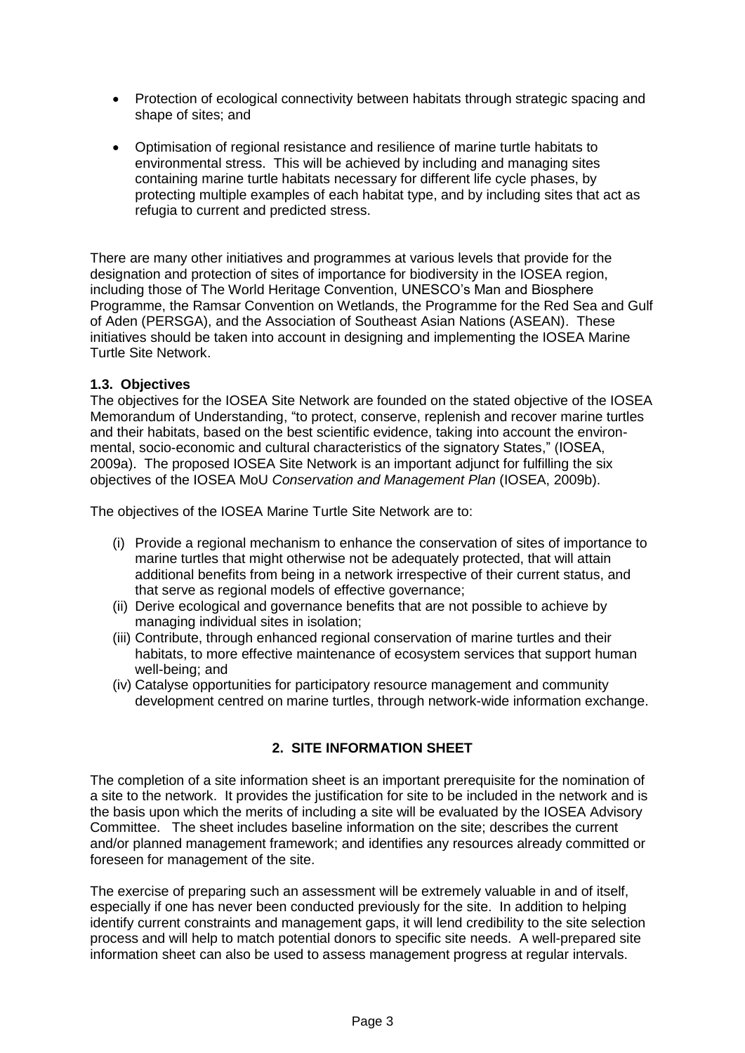- Protection of ecological connectivity between habitats through strategic spacing and shape of sites; and

- Optimisation of regional resistance and resilience of marine turtle habitats to environmental stress. This will be achieved by including and managing sites containing marine turtle habitats necessary for different life cycle phases, by protecting multiple examples of each habitat type, and by including sites that act as refugia to current and predicted stress.

There are many other initiatives and programmes at various levels that provide for the designation and protection of sites of importance for biodiversity in the IOSEA region, including those of The World Heritage Convention, UNESCO's Man and Biosphere Programme, the Ramsar Convention on Wetlands, the Programme for the Red Sea and Gulf of Aden (PERSGA), and the Association of Southeast Asian Nations (ASEAN). These initiatives should be taken into account in designing and implementing the IOSEA Marine Turtle Site Network.

### 1.3. Objectives

The objectives for the IOSEA Site Network are founded on the stated objective of the IOSEA Memorandum of Understanding, "to protect, conserve, replenish and recover marine turtles and their habitats, based on the best scientific evidence, taking into account the environmental, socio-economic and cultural characteristics of the signatory States," (IOSEA, 2009a). The proposed IOSEA Site Network is an important adjunct for fulfilling the six objectives of the IOSEA MoU *Conservation and Management Plan* (IOSEA, 2009b).

The objectives of the IOSEA Marine Turtle Site Network are to:

(i) Provide a regional mechanism to enhance the conservation of sites of importance to marine turtles that might otherwise not be adequately protected, that will attain additional benefits from being in a network irrespective of their current status, and that serve as regional models of effective governance;
(ii) Derive ecological and governance benefits that are not possible to achieve by managing individual sites in isolation;
(iii) Contribute, through enhanced regional conservation of marine turtles and their habitats, to more effective maintenance of ecosystem services that support human well-being; and
(iv) Catalyse opportunities for participatory resource management and community development centred on marine turtles, through network-wide information exchange.

## 2. SITE INFORMATION SHEET

The completion of a site information sheet is an important prerequisite for the nomination of a site to the network. It provides the justification for site to be included in the network and is the basis upon which the merits of including a site will be evaluated by the IOSEA Advisory Committee. The sheet includes baseline information on the site; describes the current and/or planned management framework; and identifies any resources already committed or foreseen for management of the site.

The exercise of preparing such an assessment will be extremely valuable in and of itself, especially if one has never been conducted previously for the site. In addition to helping identify current constraints and management gaps, it will lend credibility to the site selection process and will help to match potential donors to specific site needs. A well-prepared site information sheet can also be used to assess management progress at regular intervals.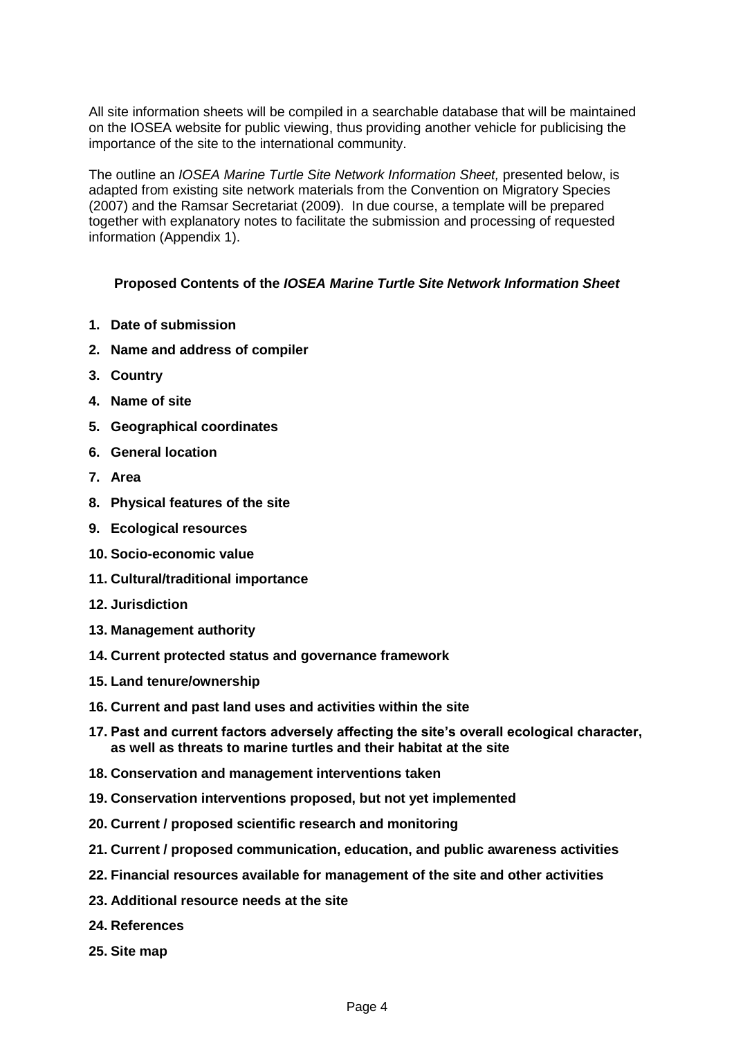All site information sheets will be compiled in a searchable database that will be maintained on the IOSEA website for public viewing, thus providing another vehicle for publicising the importance of the site to the international community.

The outline an *IOSEA Marine Turtle Site Network Information Sheet,* presented below, is adapted from existing site network materials from the Convention on Migratory Species (2007) and the Ramsar Secretariat (2009). In due course, a template will be prepared together with explanatory notes to facilitate the submission and processing of requested information (Appendix 1).

**Proposed Contents of the *IOSEA Marine Turtle Site Network Information Sheet***

1. **Date of submission**
2. **Name and address of compiler**
3. **Country**
4. **Name of site**
5. **Geographical coordinates**
6. **General location**
7. **Area**
8. **Physical features of the site**
9. **Ecological resources**
10. **Socio-economic value**
11. **Cultural/traditional importance**
12. **Jurisdiction**
13. **Management authority**
14. **Current protected status and governance framework**
15. **Land tenure/ownership**
16. **Current and past land uses and activities within the site**
17. **Past and current factors adversely affecting the site's overall ecological character, as well as threats to marine turtles and their habitat at the site**
18. **Conservation and management interventions taken**
19. **Conservation interventions proposed, but not yet implemented**
20. **Current / proposed scientific research and monitoring**
21. **Current / proposed communication, education, and public awareness activities**
22. **Financial resources available for management of the site and other activities**
23. **Additional resource needs at the site**
24. **References**
25. **Site map**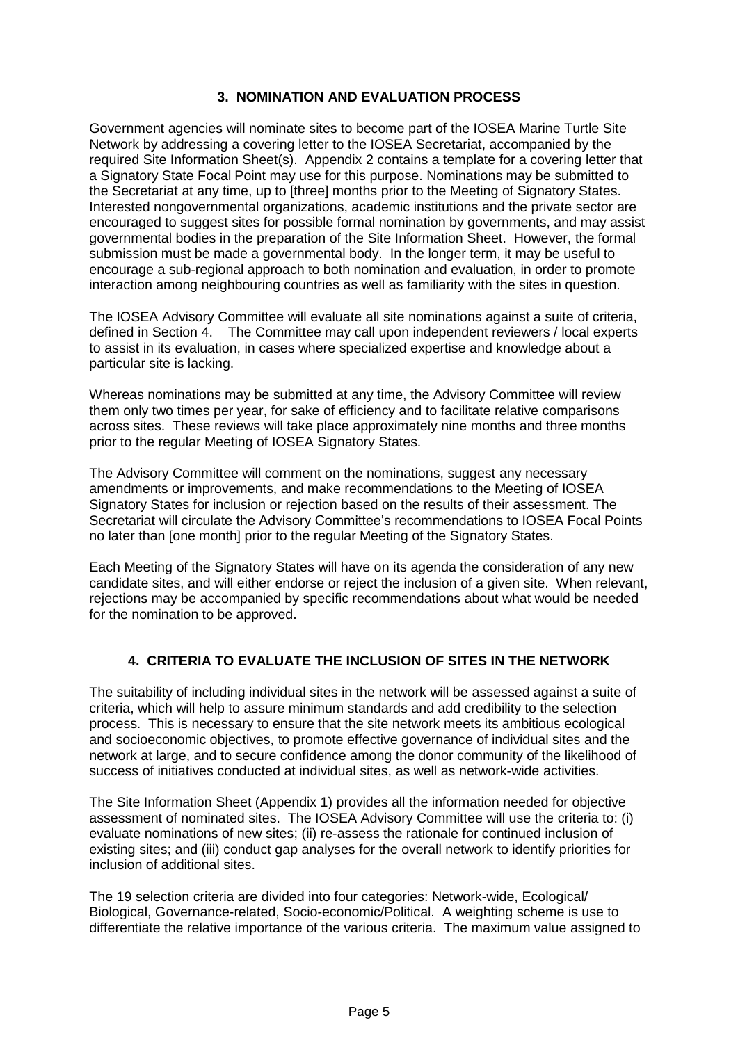## 3. NOMINATION AND EVALUATION PROCESS

Government agencies will nominate sites to become part of the IOSEA Marine Turtle Site Network by addressing a covering letter to the IOSEA Secretariat, accompanied by the required Site Information Sheet(s). Appendix 2 contains a template for a covering letter that a Signatory State Focal Point may use for this purpose. Nominations may be submitted to the Secretariat at any time, up to [three] months prior to the Meeting of Signatory States. Interested nongovernmental organizations, academic institutions and the private sector are encouraged to suggest sites for possible formal nomination by governments, and may assist governmental bodies in the preparation of the Site Information Sheet. However, the formal submission must be made a governmental body. In the longer term, it may be useful to encourage a sub-regional approach to both nomination and evaluation, in order to promote interaction among neighbouring countries as well as familiarity with the sites in question.

The IOSEA Advisory Committee will evaluate all site nominations against a suite of criteria, defined in Section 4. The Committee may call upon independent reviewers / local experts to assist in its evaluation, in cases where specialized expertise and knowledge about a particular site is lacking.

Whereas nominations may be submitted at any time, the Advisory Committee will review them only two times per year, for sake of efficiency and to facilitate relative comparisons across sites. These reviews will take place approximately nine months and three months prior to the regular Meeting of IOSEA Signatory States.

The Advisory Committee will comment on the nominations, suggest any necessary amendments or improvements, and make recommendations to the Meeting of IOSEA Signatory States for inclusion or rejection based on the results of their assessment. The Secretariat will circulate the Advisory Committee's recommendations to IOSEA Focal Points no later than [one month] prior to the regular Meeting of the Signatory States.

Each Meeting of the Signatory States will have on its agenda the consideration of any new candidate sites, and will either endorse or reject the inclusion of a given site. When relevant, rejections may be accompanied by specific recommendations about what would be needed for the nomination to be approved.

## 4. CRITERIA TO EVALUATE THE INCLUSION OF SITES IN THE NETWORK

The suitability of including individual sites in the network will be assessed against a suite of criteria, which will help to assure minimum standards and add credibility to the selection process. This is necessary to ensure that the site network meets its ambitious ecological and socioeconomic objectives, to promote effective governance of individual sites and the network at large, and to secure confidence among the donor community of the likelihood of success of initiatives conducted at individual sites, as well as network-wide activities.

The Site Information Sheet (Appendix 1) provides all the information needed for objective assessment of nominated sites. The IOSEA Advisory Committee will use the criteria to: (i) evaluate nominations of new sites; (ii) re-assess the rationale for continued inclusion of existing sites; and (iii) conduct gap analyses for the overall network to identify priorities for inclusion of additional sites.

The 19 selection criteria are divided into four categories: Network-wide, Ecological/ Biological, Governance-related, Socio-economic/Political. A weighting scheme is use to differentiate the relative importance of the various criteria. The maximum value assigned to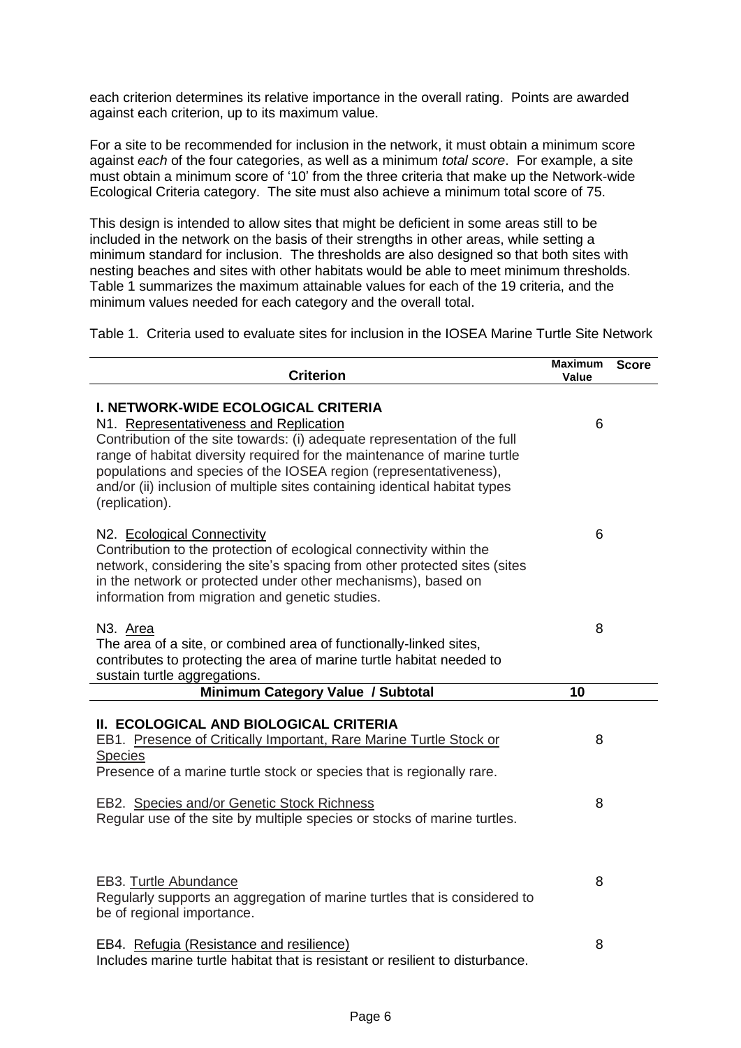each criterion determines its relative importance in the overall rating. Points are awarded against each criterion, up to its maximum value.

For a site to be recommended for inclusion in the network, it must obtain a minimum score against *each* of the four categories, as well as a minimum *total score*. For example, a site must obtain a minimum score of '10' from the three criteria that make up the Network-wide Ecological Criteria category. The site must also achieve a minimum total score of 75.

This design is intended to allow sites that might be deficient in some areas still to be included in the network on the basis of their strengths in other areas, while setting a minimum standard for inclusion. The thresholds are also designed so that both sites with nesting beaches and sites with other habitats would be able to meet minimum thresholds. Table 1 summarizes the maximum attainable values for each of the 19 criteria, and the minimum values needed for each category and the overall total.

Table 1. Criteria used to evaluate sites for inclusion in the IOSEA Marine Turtle Site Network

| Criterion | Maximum Value | Score |
|---|---|---|
| **I. NETWORK-WIDE ECOLOGICAL CRITERIA** | | |
| N1. Representativeness and Replication<br>Contribution of the site towards: (i) adequate representation of the full range of habitat diversity required for the maintenance of marine turtle populations and species of the IOSEA region (representativeness), and/or (ii) inclusion of multiple sites containing identical habitat types (replication). | 6 | |
| N2. Ecological Connectivity<br>Contribution to the protection of ecological connectivity within the network, considering the site's spacing from other protected sites (sites in the network or protected under other mechanisms), based on information from migration and genetic studies. | 6 | |
| N3. Area<br>The area of a site, or combined area of functionally-linked sites, contributes to protecting the area of marine turtle habitat needed to sustain turtle aggregations. | 8 | |
| **Minimum Category Value / Subtotal** | **10** | |
| **II. ECOLOGICAL AND BIOLOGICAL CRITERIA** | | |
| EB1. Presence of Critically Important, Rare Marine Turtle Stock or Species<br>Presence of a marine turtle stock or species that is regionally rare. | 8 | |
| EB2. Species and/or Genetic Stock Richness<br>Regular use of the site by multiple species or stocks of marine turtles. | 8 | |
| EB3. Turtle Abundance<br>Regularly supports an aggregation of marine turtles that is considered to be of regional importance. | 8 | |
| EB4. Refugia (Resistance and resilience)<br>Includes marine turtle habitat that is resistant or resilient to disturbance. | 8 | |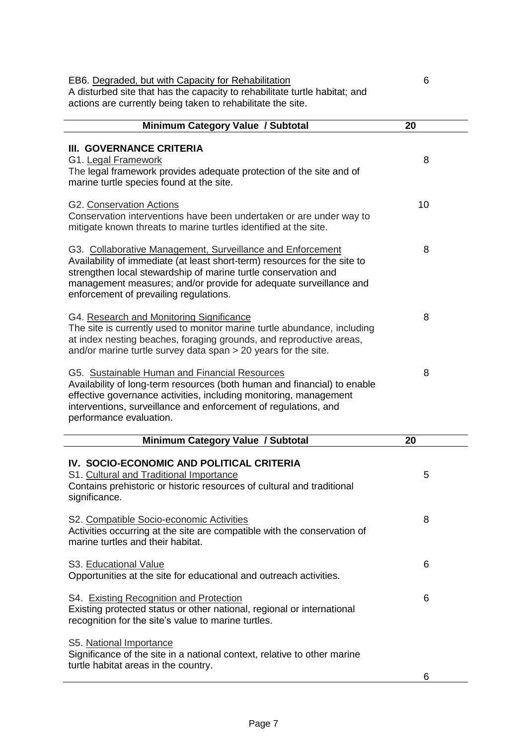<u>EB6. Degraded, but with Capacity for Rehabilitation</u> — 6

A disturbed site that has the capacity to rehabilitate turtle habitat; and actions are currently being taken to rehabilitate the site.

| **Minimum Category Value / Subtotal** | **20** |
|---|---|

**III. GOVERNANCE CRITERIA**

<u>G1. Legal Framework</u> — 8

The legal framework provides adequate protection of the site and of marine turtle species found at the site.

<u>G2. Conservation Actions</u> — 10

Conservation interventions have been undertaken or are under way to mitigate known threats to marine turtles identified at the site.

<u>G3. Collaborative Management, Surveillance and Enforcement</u> — 8

Availability of immediate (at least short-term) resources for the site to strengthen local stewardship of marine turtle conservation and management measures; and/or provide for adequate surveillance and enforcement of prevailing regulations.

<u>G4. Research and Monitoring Significance</u> — 8

The site is currently used to monitor marine turtle abundance, including at index nesting beaches, foraging grounds, and reproductive areas, and/or marine turtle survey data span > 20 years for the site.

<u>G5. Sustainable Human and Financial Resources</u> — 8

Availability of long-term resources (both human and financial) to enable effective governance activities, including monitoring, management interventions, surveillance and enforcement of regulations, and performance evaluation.

| **Minimum Category Value / Subtotal** | **20** |
|---|---|

**IV. SOCIO-ECONOMIC AND POLITICAL CRITERIA**

<u>S1. Cultural and Traditional Importance</u> — 5

Contains prehistoric or historic resources of cultural and traditional significance.

<u>S2. Compatible Socio-economic Activities</u> — 8

Activities occurring at the site are compatible with the conservation of marine turtles and their habitat.

<u>S3. Educational Value</u> — 6

Opportunities at the site for educational and outreach activities.

<u>S4. Existing Recognition and Protection</u> — 6

Existing protected status or other national, regional or international recognition for the site's value to marine turtles.

<u>S5. National Importance</u> — 6

Significance of the site in a national context, relative to other marine turtle habitat areas in the country.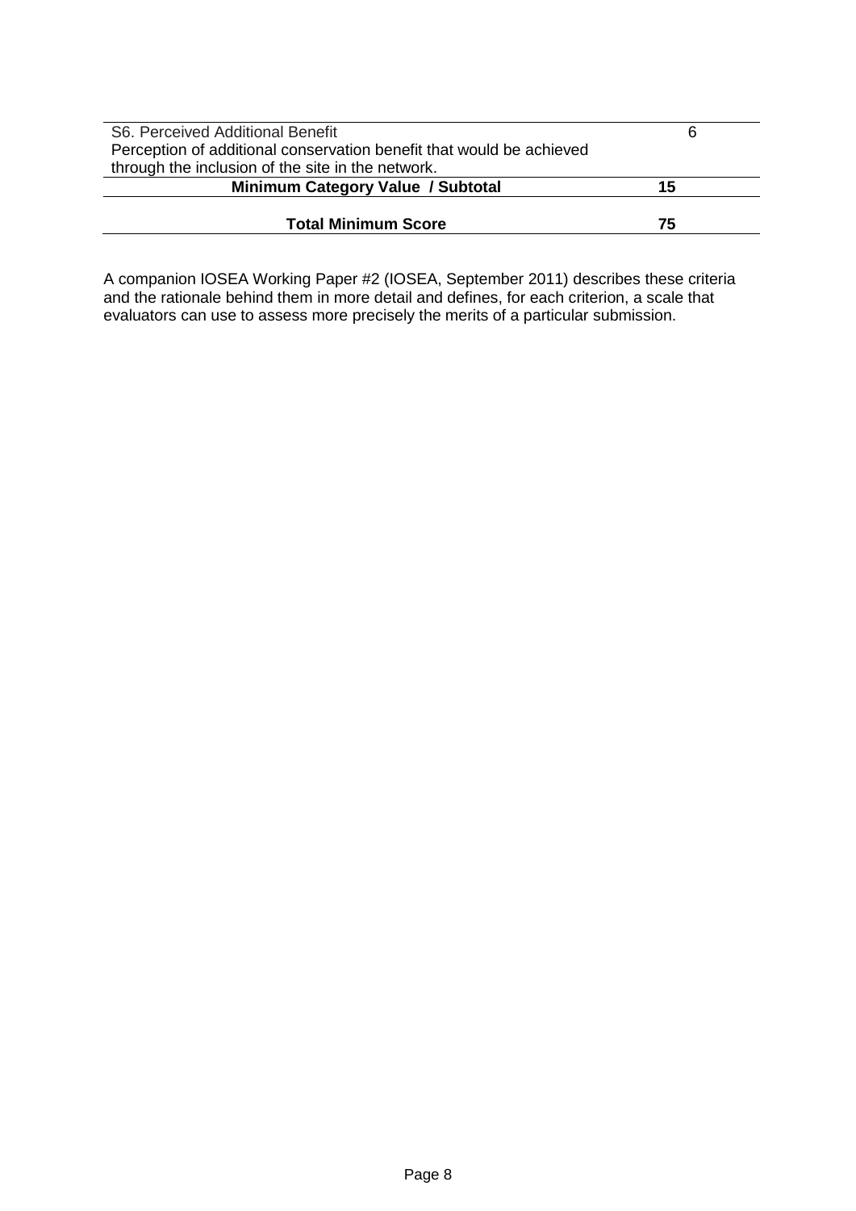| | |
|---|---|
| S6. Perceived Additional Benefit<br>Perception of additional conservation benefit that would be achieved through the inclusion of the site in the network. | 6 |
| **Minimum Category Value / Subtotal** | **15** |
| **Total Minimum Score** | **75** |

A companion IOSEA Working Paper #2 (IOSEA, September 2011) describes these criteria and the rationale behind them in more detail and defines, for each criterion, a scale that evaluators can use to assess more precisely the merits of a particular submission.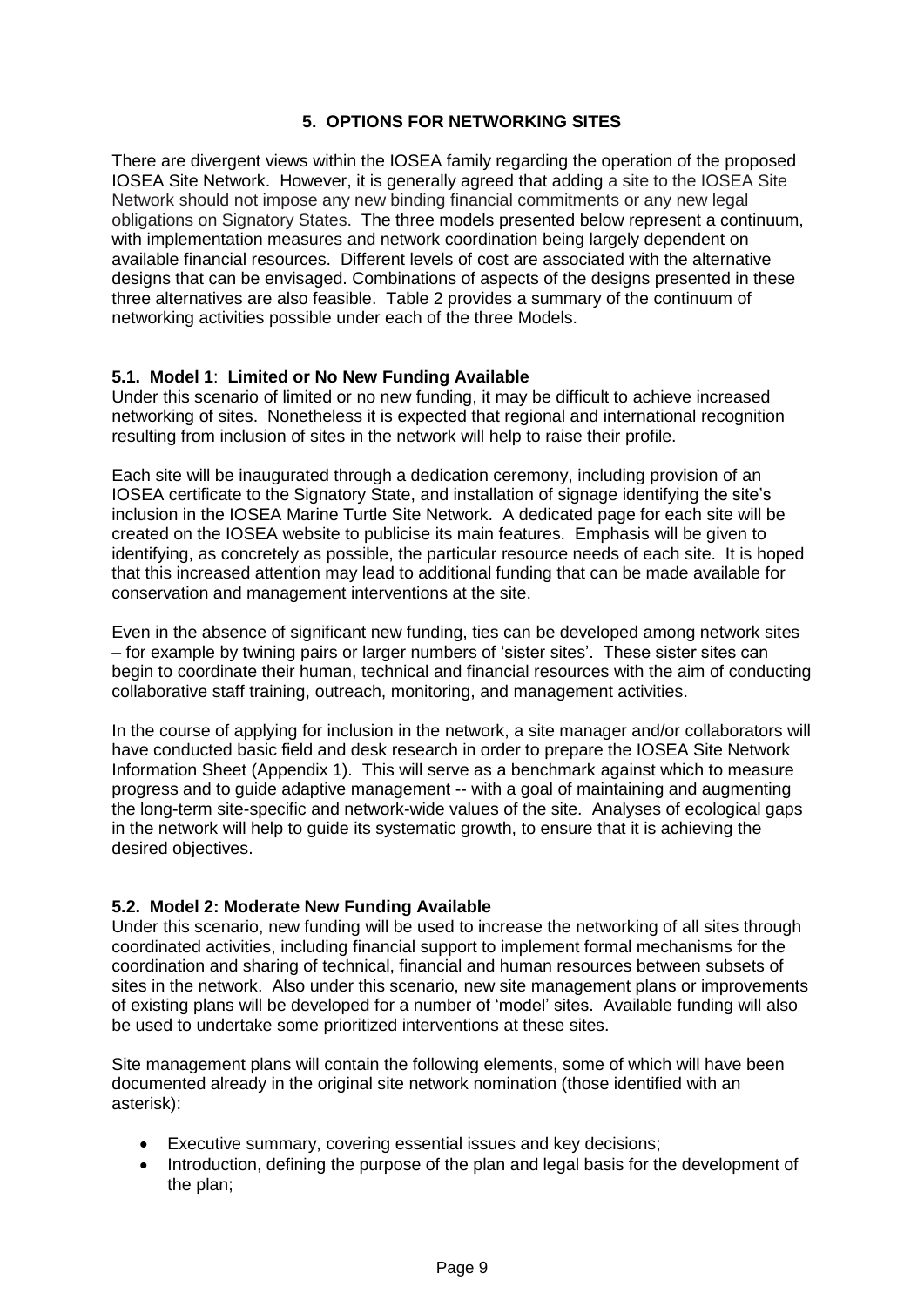## 5. OPTIONS FOR NETWORKING SITES

There are divergent views within the IOSEA family regarding the operation of the proposed IOSEA Site Network. However, it is generally agreed that adding a site to the IOSEA Site Network should not impose any new binding financial commitments or any new legal obligations on Signatory States. The three models presented below represent a continuum, with implementation measures and network coordination being largely dependent on available financial resources. Different levels of cost are associated with the alternative designs that can be envisaged. Combinations of aspects of the designs presented in these three alternatives are also feasible. Table 2 provides a summary of the continuum of networking activities possible under each of the three Models.

### 5.1. Model 1: Limited or No New Funding Available

Under this scenario of limited or no new funding, it may be difficult to achieve increased networking of sites. Nonetheless it is expected that regional and international recognition resulting from inclusion of sites in the network will help to raise their profile.

Each site will be inaugurated through a dedication ceremony, including provision of an IOSEA certificate to the Signatory State, and installation of signage identifying the site's inclusion in the IOSEA Marine Turtle Site Network. A dedicated page for each site will be created on the IOSEA website to publicise its main features. Emphasis will be given to identifying, as concretely as possible, the particular resource needs of each site. It is hoped that this increased attention may lead to additional funding that can be made available for conservation and management interventions at the site.

Even in the absence of significant new funding, ties can be developed among network sites – for example by twining pairs or larger numbers of 'sister sites'. These sister sites can begin to coordinate their human, technical and financial resources with the aim of conducting collaborative staff training, outreach, monitoring, and management activities.

In the course of applying for inclusion in the network, a site manager and/or collaborators will have conducted basic field and desk research in order to prepare the IOSEA Site Network Information Sheet (Appendix 1). This will serve as a benchmark against which to measure progress and to guide adaptive management -- with a goal of maintaining and augmenting the long-term site-specific and network-wide values of the site. Analyses of ecological gaps in the network will help to guide its systematic growth, to ensure that it is achieving the desired objectives.

### 5.2. Model 2: Moderate New Funding Available

Under this scenario, new funding will be used to increase the networking of all sites through coordinated activities, including financial support to implement formal mechanisms for the coordination and sharing of technical, financial and human resources between subsets of sites in the network. Also under this scenario, new site management plans or improvements of existing plans will be developed for a number of 'model' sites. Available funding will also be used to undertake some prioritized interventions at these sites.

Site management plans will contain the following elements, some of which will have been documented already in the original site network nomination (those identified with an asterisk):

- Executive summary, covering essential issues and key decisions;
- Introduction, defining the purpose of the plan and legal basis for the development of the plan;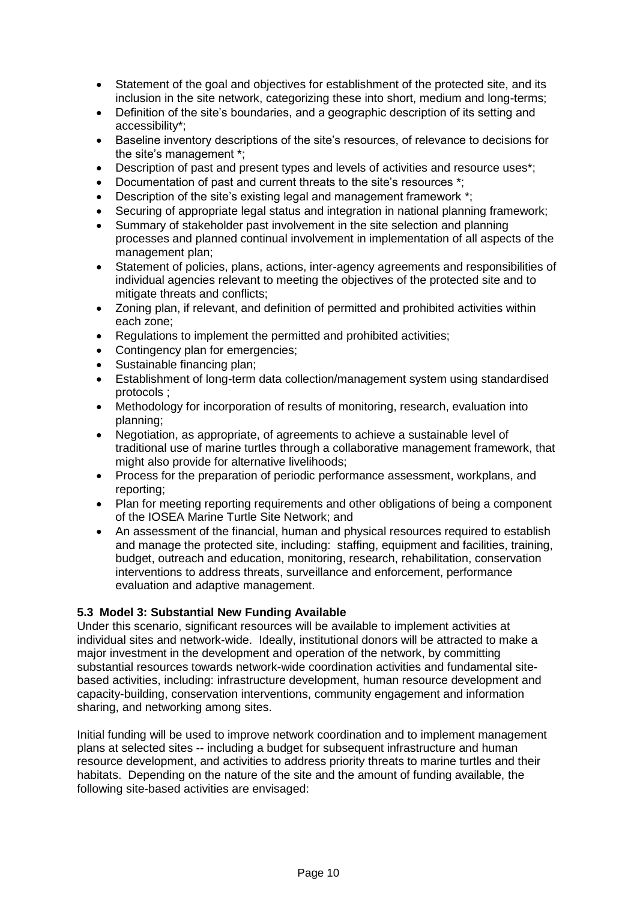- Statement of the goal and objectives for establishment of the protected site, and its inclusion in the site network, categorizing these into short, medium and long-terms;
- Definition of the site's boundaries, and a geographic description of its setting and accessibility*;
- Baseline inventory descriptions of the site's resources, of relevance to decisions for the site's management *;
- Description of past and present types and levels of activities and resource uses*;
- Documentation of past and current threats to the site's resources *;
- Description of the site's existing legal and management framework *;
- Securing of appropriate legal status and integration in national planning framework;
- Summary of stakeholder past involvement in the site selection and planning processes and planned continual involvement in implementation of all aspects of the management plan;
- Statement of policies, plans, actions, inter-agency agreements and responsibilities of individual agencies relevant to meeting the objectives of the protected site and to mitigate threats and conflicts;
- Zoning plan, if relevant, and definition of permitted and prohibited activities within each zone;
- Regulations to implement the permitted and prohibited activities;
- Contingency plan for emergencies;
- Sustainable financing plan;
- Establishment of long-term data collection/management system using standardised protocols ;
- Methodology for incorporation of results of monitoring, research, evaluation into planning;
- Negotiation, as appropriate, of agreements to achieve a sustainable level of traditional use of marine turtles through a collaborative management framework, that might also provide for alternative livelihoods;
- Process for the preparation of periodic performance assessment, workplans, and reporting;
- Plan for meeting reporting requirements and other obligations of being a component of the IOSEA Marine Turtle Site Network; and
- An assessment of the financial, human and physical resources required to establish and manage the protected site, including: staffing, equipment and facilities, training, budget, outreach and education, monitoring, research, rehabilitation, conservation interventions to address threats, surveillance and enforcement, performance evaluation and adaptive management.

### 5.3 Model 3: Substantial New Funding Available

Under this scenario, significant resources will be available to implement activities at individual sites and network-wide. Ideally, institutional donors will be attracted to make a major investment in the development and operation of the network, by committing substantial resources towards network-wide coordination activities and fundamental site-based activities, including: infrastructure development, human resource development and capacity-building, conservation interventions, community engagement and information sharing, and networking among sites.

Initial funding will be used to improve network coordination and to implement management plans at selected sites -- including a budget for subsequent infrastructure and human resource development, and activities to address priority threats to marine turtles and their habitats. Depending on the nature of the site and the amount of funding available, the following site-based activities are envisaged: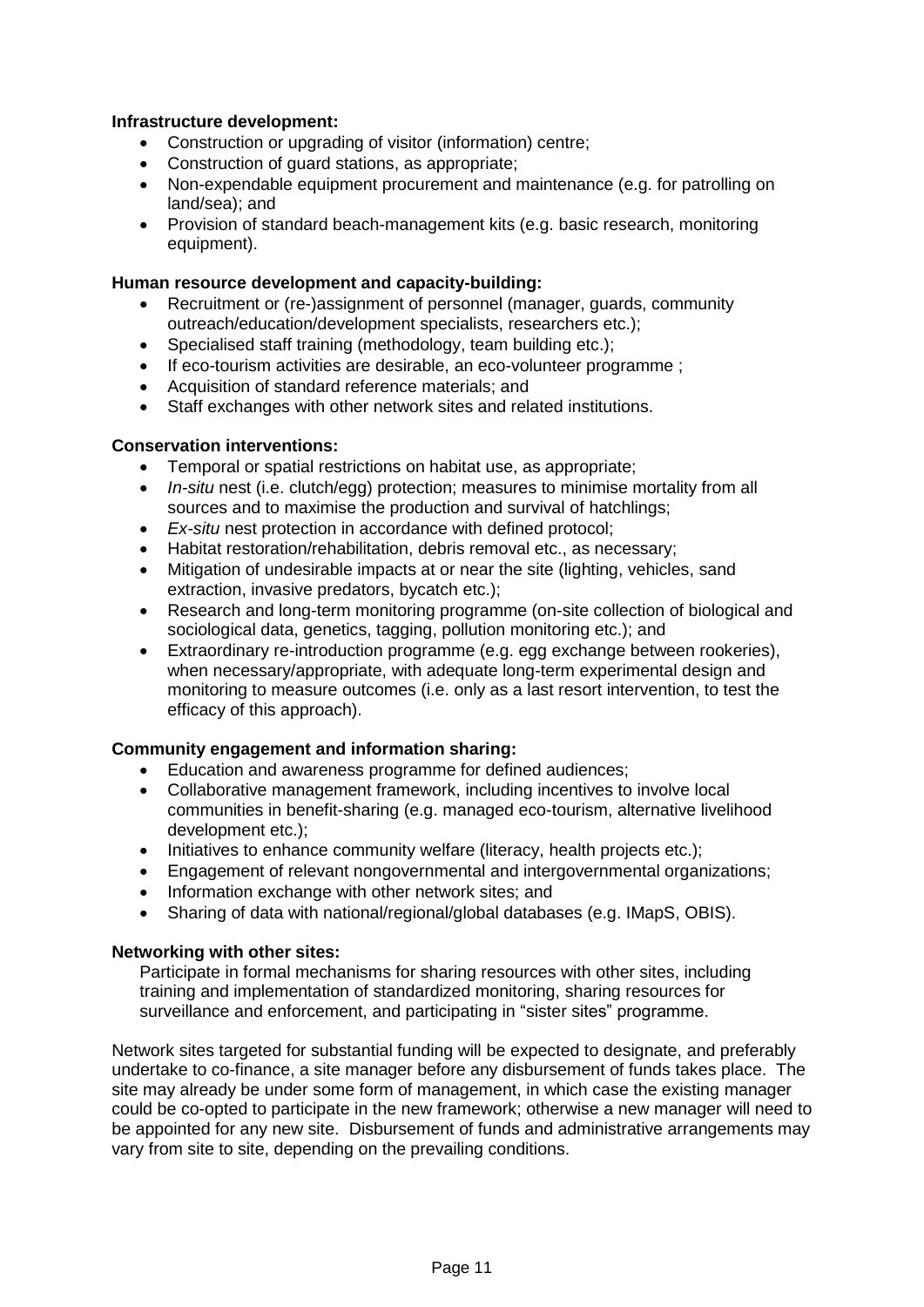**Infrastructure development:**

- Construction or upgrading of visitor (information) centre;
- Construction of guard stations, as appropriate;
- Non-expendable equipment procurement and maintenance (e.g. for patrolling on land/sea); and
- Provision of standard beach-management kits (e.g. basic research, monitoring equipment).

**Human resource development and capacity-building:**

- Recruitment or (re-)assignment of personnel (manager, guards, community outreach/education/development specialists, researchers etc.);
- Specialised staff training (methodology, team building etc.);
- If eco-tourism activities are desirable, an eco-volunteer programme ;
- Acquisition of standard reference materials; and
- Staff exchanges with other network sites and related institutions.

**Conservation interventions:**

- Temporal or spatial restrictions on habitat use, as appropriate;
- *In-situ* nest (i.e. clutch/egg) protection; measures to minimise mortality from all sources and to maximise the production and survival of hatchlings;
- *Ex-situ* nest protection in accordance with defined protocol;
- Habitat restoration/rehabilitation, debris removal etc., as necessary;
- Mitigation of undesirable impacts at or near the site (lighting, vehicles, sand extraction, invasive predators, bycatch etc.);
- Research and long-term monitoring programme (on-site collection of biological and sociological data, genetics, tagging, pollution monitoring etc.); and
- Extraordinary re-introduction programme (e.g. egg exchange between rookeries), when necessary/appropriate, with adequate long-term experimental design and monitoring to measure outcomes (i.e. only as a last resort intervention, to test the efficacy of this approach).

**Community engagement and information sharing:**

- Education and awareness programme for defined audiences;
- Collaborative management framework, including incentives to involve local communities in benefit-sharing (e.g. managed eco-tourism, alternative livelihood development etc.);
- Initiatives to enhance community welfare (literacy, health projects etc.);
- Engagement of relevant nongovernmental and intergovernmental organizations;
- Information exchange with other network sites; and
- Sharing of data with national/regional/global databases (e.g. IMapS, OBIS).

**Networking with other sites:**

Participate in formal mechanisms for sharing resources with other sites, including training and implementation of standardized monitoring, sharing resources for surveillance and enforcement, and participating in "sister sites" programme.

Network sites targeted for substantial funding will be expected to designate, and preferably undertake to co-finance, a site manager before any disbursement of funds takes place. The site may already be under some form of management, in which case the existing manager could be co-opted to participate in the new framework; otherwise a new manager will need to be appointed for any new site. Disbursement of funds and administrative arrangements may vary from site to site, depending on the prevailing conditions.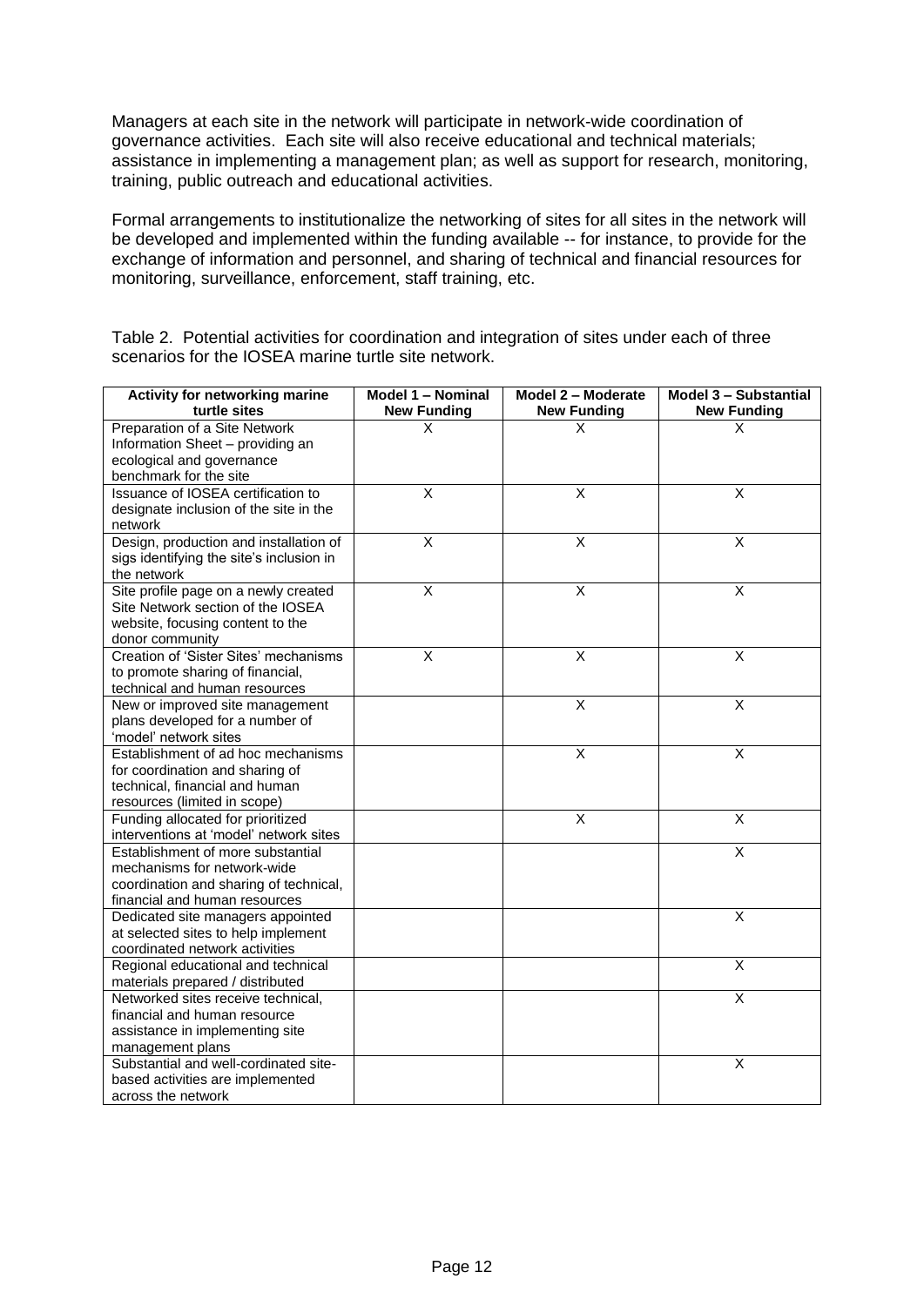Managers at each site in the network will participate in network-wide coordination of governance activities. Each site will also receive educational and technical materials; assistance in implementing a management plan; as well as support for research, monitoring, training, public outreach and educational activities.

Formal arrangements to institutionalize the networking of sites for all sites in the network will be developed and implemented within the funding available -- for instance, to provide for the exchange of information and personnel, and sharing of technical and financial resources for monitoring, surveillance, enforcement, staff training, etc.

Table 2. Potential activities for coordination and integration of sites under each of three scenarios for the IOSEA marine turtle site network.

| Activity for networking marine turtle sites | Model 1 – Nominal New Funding | Model 2 – Moderate New Funding | Model 3 – Substantial New Funding |
|---|---|---|---|
| Preparation of a Site Network Information Sheet – providing an ecological and governance benchmark for the site | X | X | X |
| Issuance of IOSEA certification to designate inclusion of the site in the network | X | X | X |
| Design, production and installation of sigs identifying the site's inclusion in the network | X | X | X |
| Site profile page on a newly created Site Network section of the IOSEA website, focusing content to the donor community | X | X | X |
| Creation of 'Sister Sites' mechanisms to promote sharing of financial, technical and human resources | X | X | X |
| New or improved site management plans developed for a number of 'model' network sites | | X | X |
| Establishment of ad hoc mechanisms for coordination and sharing of technical, financial and human resources (limited in scope) | | X | X |
| Funding allocated for prioritized interventions at 'model' network sites | | X | X |
| Establishment of more substantial mechanisms for network-wide coordination and sharing of technical, financial and human resources | | | X |
| Dedicated site managers appointed at selected sites to help implement coordinated network activities | | | X |
| Regional educational and technical materials prepared / distributed | | | X |
| Networked sites receive technical, financial and human resource assistance in implementing site management plans | | | X |
| Substantial and well-cordinated site-based activities are implemented across the network | | | X |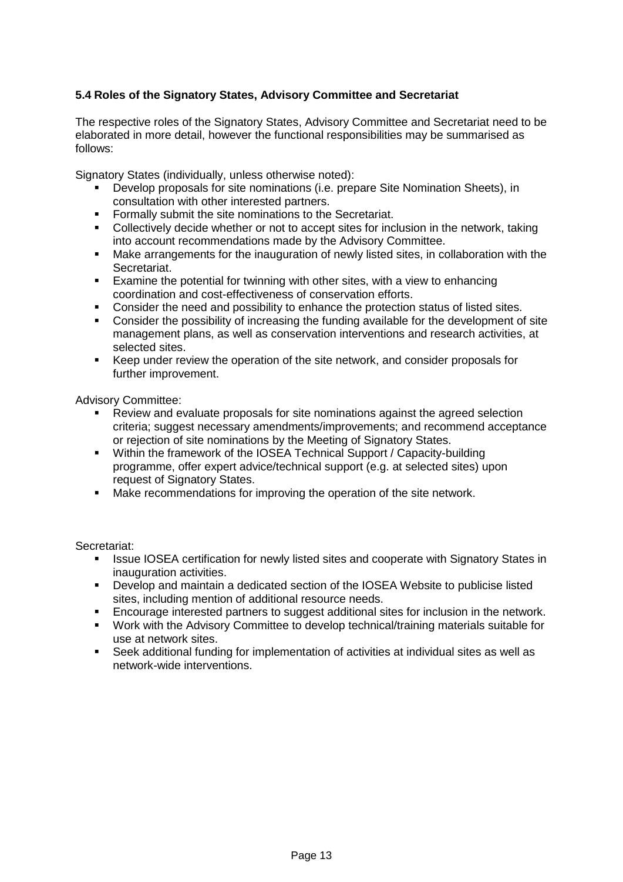### 5.4 Roles of the Signatory States, Advisory Committee and Secretariat

The respective roles of the Signatory States, Advisory Committee and Secretariat need to be elaborated in more detail, however the functional responsibilities may be summarised as follows:

Signatory States (individually, unless otherwise noted):

- Develop proposals for site nominations (i.e. prepare Site Nomination Sheets), in consultation with other interested partners.
- Formally submit the site nominations to the Secretariat.
- Collectively decide whether or not to accept sites for inclusion in the network, taking into account recommendations made by the Advisory Committee.
- Make arrangements for the inauguration of newly listed sites, in collaboration with the Secretariat.
- Examine the potential for twinning with other sites, with a view to enhancing coordination and cost-effectiveness of conservation efforts.
- Consider the need and possibility to enhance the protection status of listed sites.
- Consider the possibility of increasing the funding available for the development of site management plans, as well as conservation interventions and research activities, at selected sites.
- Keep under review the operation of the site network, and consider proposals for further improvement.

Advisory Committee:

- Review and evaluate proposals for site nominations against the agreed selection criteria; suggest necessary amendments/improvements; and recommend acceptance or rejection of site nominations by the Meeting of Signatory States.
- Within the framework of the IOSEA Technical Support / Capacity-building programme, offer expert advice/technical support (e.g. at selected sites) upon request of Signatory States.
- Make recommendations for improving the operation of the site network.

Secretariat:

- Issue IOSEA certification for newly listed sites and cooperate with Signatory States in inauguration activities.
- Develop and maintain a dedicated section of the IOSEA Website to publicise listed sites, including mention of additional resource needs.
- Encourage interested partners to suggest additional sites for inclusion in the network.
- Work with the Advisory Committee to develop technical/training materials suitable for use at network sites.
- Seek additional funding for implementation of activities at individual sites as well as network-wide interventions.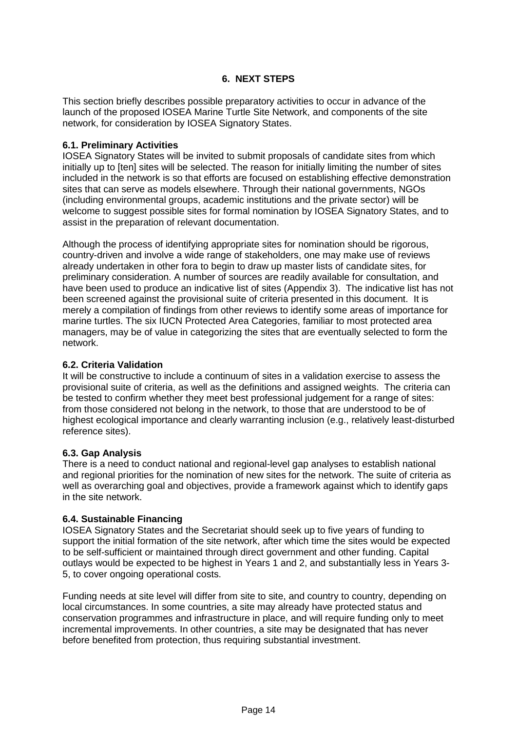## 6. NEXT STEPS

This section briefly describes possible preparatory activities to occur in advance of the launch of the proposed IOSEA Marine Turtle Site Network, and components of the site network, for consideration by IOSEA Signatory States.

### 6.1. Preliminary Activities

IOSEA Signatory States will be invited to submit proposals of candidate sites from which initially up to [ten] sites will be selected. The reason for initially limiting the number of sites included in the network is so that efforts are focused on establishing effective demonstration sites that can serve as models elsewhere. Through their national governments, NGOs (including environmental groups, academic institutions and the private sector) will be welcome to suggest possible sites for formal nomination by IOSEA Signatory States, and to assist in the preparation of relevant documentation.

Although the process of identifying appropriate sites for nomination should be rigorous, country-driven and involve a wide range of stakeholders, one may make use of reviews already undertaken in other fora to begin to draw up master lists of candidate sites, for preliminary consideration. A number of sources are readily available for consultation, and have been used to produce an indicative list of sites (Appendix 3). The indicative list has not been screened against the provisional suite of criteria presented in this document. It is merely a compilation of findings from other reviews to identify some areas of importance for marine turtles. The six IUCN Protected Area Categories, familiar to most protected area managers, may be of value in categorizing the sites that are eventually selected to form the network.

### 6.2. Criteria Validation

It will be constructive to include a continuum of sites in a validation exercise to assess the provisional suite of criteria, as well as the definitions and assigned weights. The criteria can be tested to confirm whether they meet best professional judgement for a range of sites: from those considered not belong in the network, to those that are understood to be of highest ecological importance and clearly warranting inclusion (e.g., relatively least-disturbed reference sites).

### 6.3. Gap Analysis

There is a need to conduct national and regional-level gap analyses to establish national and regional priorities for the nomination of new sites for the network. The suite of criteria as well as overarching goal and objectives, provide a framework against which to identify gaps in the site network.

### 6.4. Sustainable Financing

IOSEA Signatory States and the Secretariat should seek up to five years of funding to support the initial formation of the site network, after which time the sites would be expected to be self-sufficient or maintained through direct government and other funding. Capital outlays would be expected to be highest in Years 1 and 2, and substantially less in Years 3-5, to cover ongoing operational costs.

Funding needs at site level will differ from site to site, and country to country, depending on local circumstances. In some countries, a site may already have protected status and conservation programmes and infrastructure in place, and will require funding only to meet incremental improvements. In other countries, a site may be designated that has never before benefited from protection, thus requiring substantial investment.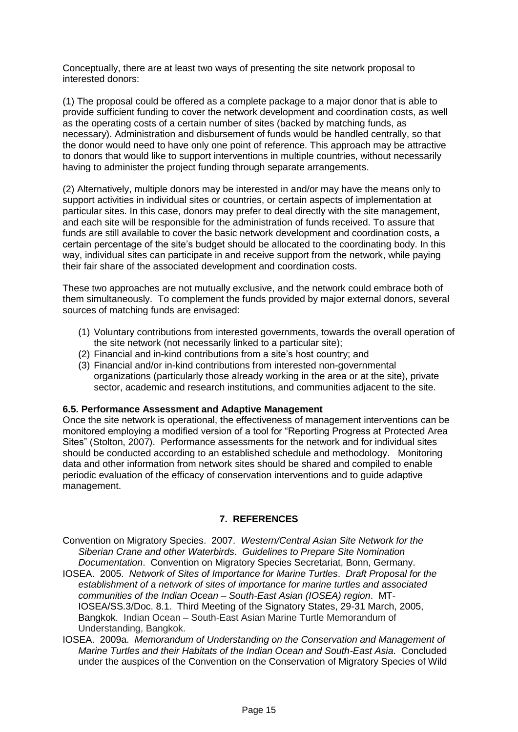Conceptually, there are at least two ways of presenting the site network proposal to interested donors:

(1) The proposal could be offered as a complete package to a major donor that is able to provide sufficient funding to cover the network development and coordination costs, as well as the operating costs of a certain number of sites (backed by matching funds, as necessary). Administration and disbursement of funds would be handled centrally, so that the donor would need to have only one point of reference. This approach may be attractive to donors that would like to support interventions in multiple countries, without necessarily having to administer the project funding through separate arrangements.

(2) Alternatively, multiple donors may be interested in and/or may have the means only to support activities in individual sites or countries, or certain aspects of implementation at particular sites. In this case, donors may prefer to deal directly with the site management, and each site will be responsible for the administration of funds received. To assure that funds are still available to cover the basic network development and coordination costs, a certain percentage of the site's budget should be allocated to the coordinating body. In this way, individual sites can participate in and receive support from the network, while paying their fair share of the associated development and coordination costs.

These two approaches are not mutually exclusive, and the network could embrace both of them simultaneously. To complement the funds provided by major external donors, several sources of matching funds are envisaged:

1. Voluntary contributions from interested governments, towards the overall operation of the site network (not necessarily linked to a particular site);
2. Financial and in-kind contributions from a site's host country; and
3. Financial and/or in-kind contributions from interested non-governmental organizations (particularly those already working in the area or at the site), private sector, academic and research institutions, and communities adjacent to the site.

### 6.5. Performance Assessment and Adaptive Management

Once the site network is operational, the effectiveness of management interventions can be monitored employing a modified version of a tool for "Reporting Progress at Protected Area Sites" (Stolton, 2007). Performance assessments for the network and for individual sites should be conducted according to an established schedule and methodology. Monitoring data and other information from network sites should be shared and compiled to enable periodic evaluation of the efficacy of conservation interventions and to guide adaptive management.

## 7. REFERENCES

Convention on Migratory Species. 2007. *Western/Central Asian Site Network for the Siberian Crane and other Waterbirds*. *Guidelines to Prepare Site Nomination Documentation*. Convention on Migratory Species Secretariat, Bonn, Germany.

IOSEA. 2005. *Network of Sites of Importance for Marine Turtles*. *Draft Proposal for the establishment of a network of sites of importance for marine turtles and associated communities of the Indian Ocean – South-East Asian (IOSEA) region*. MT-IOSEA/SS.3/Doc. 8.1. Third Meeting of the Signatory States, 29-31 March, 2005, Bangkok. Indian Ocean – South-East Asian Marine Turtle Memorandum of Understanding, Bangkok.

IOSEA. 2009a. *Memorandum of Understanding on the Conservation and Management of Marine Turtles and their Habitats of the Indian Ocean and South-East Asia*. Concluded under the auspices of the Convention on the Conservation of Migratory Species of Wild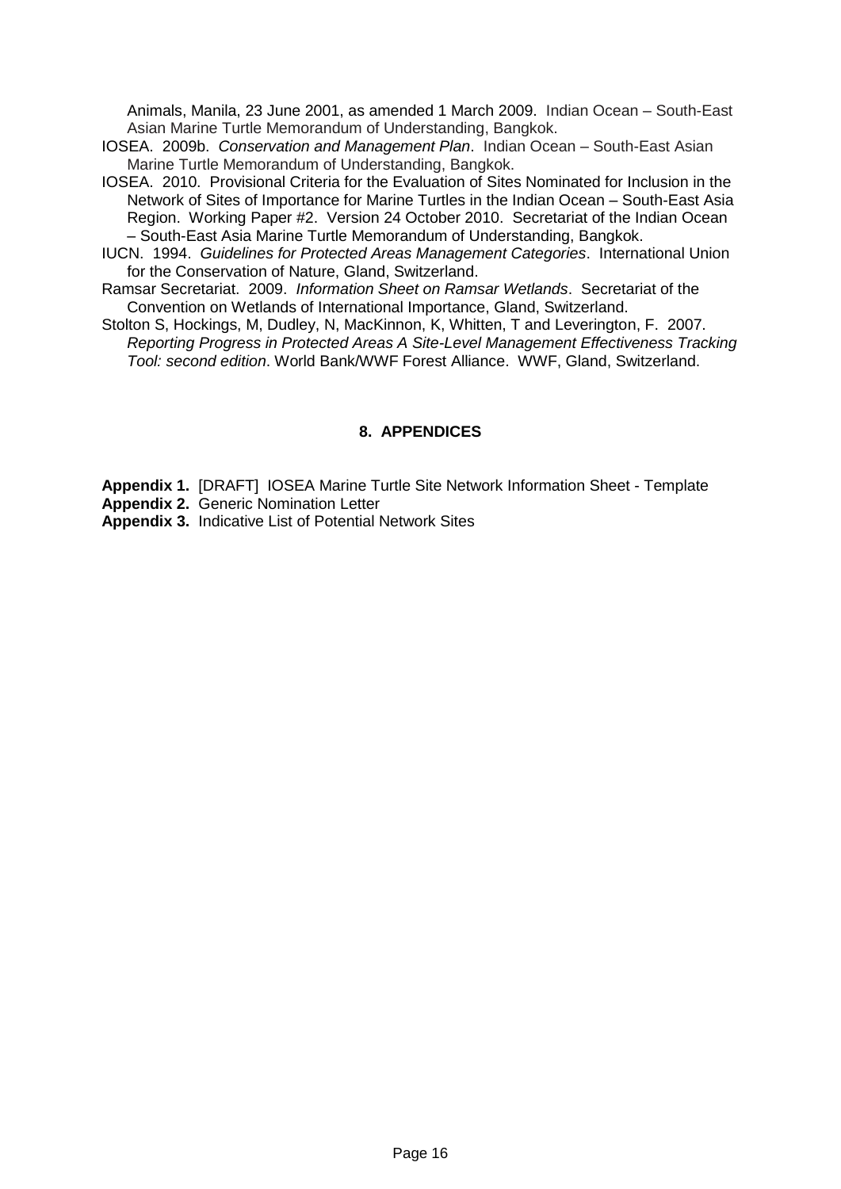Animals, Manila, 23 June 2001, as amended 1 March 2009. Indian Ocean – South-East Asian Marine Turtle Memorandum of Understanding, Bangkok.

IOSEA. 2009b. *Conservation and Management Plan*. Indian Ocean – South-East Asian Marine Turtle Memorandum of Understanding, Bangkok.

IOSEA. 2010. Provisional Criteria for the Evaluation of Sites Nominated for Inclusion in the Network of Sites of Importance for Marine Turtles in the Indian Ocean – South-East Asia Region. Working Paper #2. Version 24 October 2010. Secretariat of the Indian Ocean – South-East Asia Marine Turtle Memorandum of Understanding, Bangkok.

IUCN. 1994. *Guidelines for Protected Areas Management Categories*. International Union for the Conservation of Nature, Gland, Switzerland.

Ramsar Secretariat. 2009. *Information Sheet on Ramsar Wetlands*. Secretariat of the Convention on Wetlands of International Importance, Gland, Switzerland.

Stolton S, Hockings, M, Dudley, N, MacKinnon, K, Whitten, T and Leverington, F. 2007. *Reporting Progress in Protected Areas A Site-Level Management Effectiveness Tracking Tool: second edition*. World Bank/WWF Forest Alliance. WWF, Gland, Switzerland.

## 8. APPENDICES

**Appendix 1.** [DRAFT] IOSEA Marine Turtle Site Network Information Sheet - Template

**Appendix 2.** Generic Nomination Letter

**Appendix 3.** Indicative List of Potential Network Sites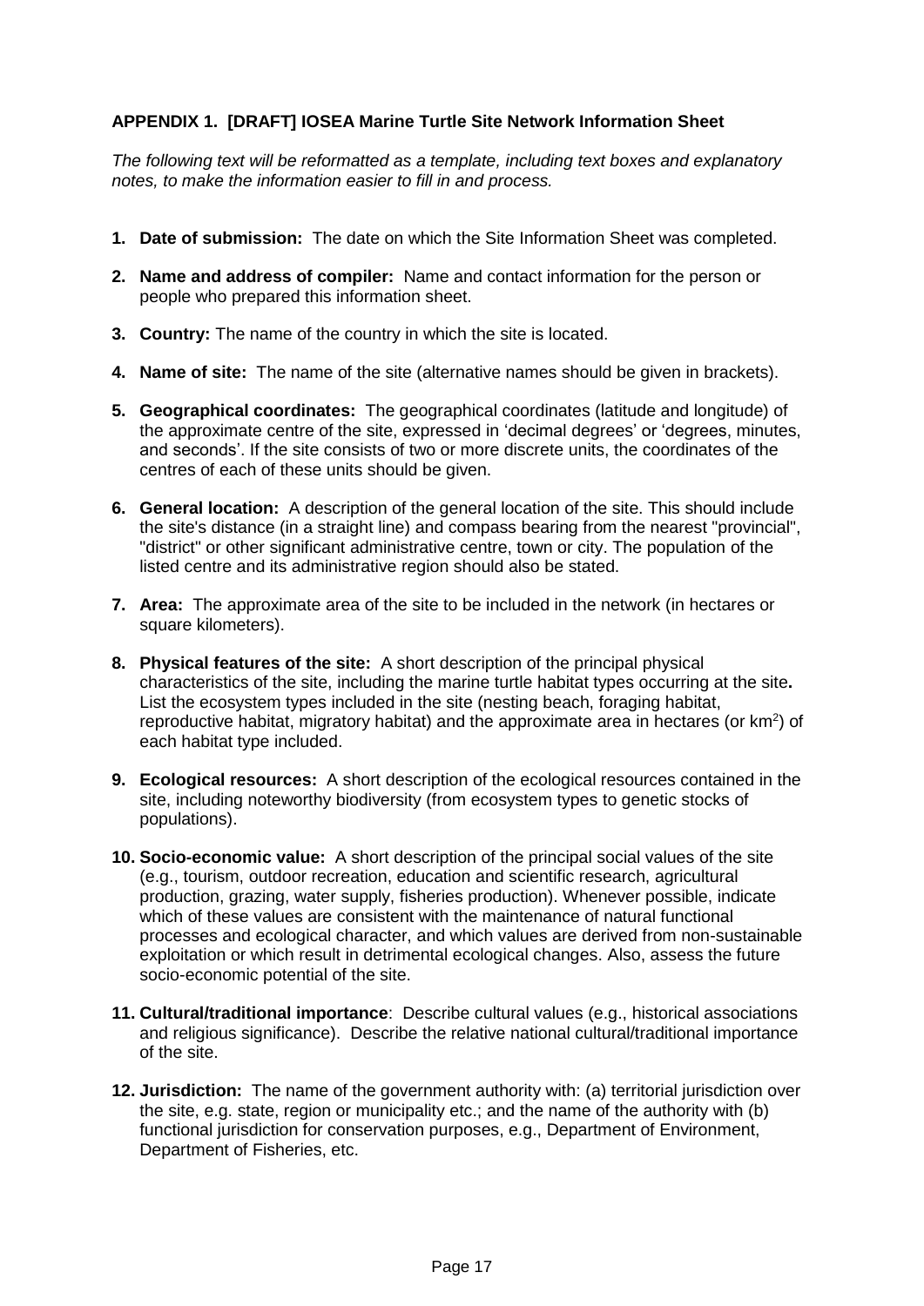**APPENDIX 1. [DRAFT] IOSEA Marine Turtle Site Network Information Sheet**

*The following text will be reformatted as a template, including text boxes and explanatory notes, to make the information easier to fill in and process.*

1. **Date of submission:** The date on which the Site Information Sheet was completed.
2. **Name and address of compiler:** Name and contact information for the person or people who prepared this information sheet.
3. **Country:** The name of the country in which the site is located.
4. **Name of site:** The name of the site (alternative names should be given in brackets).
5. **Geographical coordinates:** The geographical coordinates (latitude and longitude) of the approximate centre of the site, expressed in 'decimal degrees' or 'degrees, minutes, and seconds'. If the site consists of two or more discrete units, the coordinates of the centres of each of these units should be given.
6. **General location:** A description of the general location of the site. This should include the site's distance (in a straight line) and compass bearing from the nearest "provincial", "district" or other significant administrative centre, town or city. The population of the listed centre and its administrative region should also be stated.
7. **Area:** The approximate area of the site to be included in the network (in hectares or square kilometers).
8. **Physical features of the site:** A short description of the principal physical characteristics of the site, including the marine turtle habitat types occurring at the site**.** List the ecosystem types included in the site (nesting beach, foraging habitat, reproductive habitat, migratory habitat) and the approximate area in hectares (or $km^2$) of each habitat type included.
9. **Ecological resources:** A short description of the ecological resources contained in the site, including noteworthy biodiversity (from ecosystem types to genetic stocks of populations).
10. **Socio-economic value:** A short description of the principal social values of the site (e.g., tourism, outdoor recreation, education and scientific research, agricultural production, grazing, water supply, fisheries production). Whenever possible, indicate which of these values are consistent with the maintenance of natural functional processes and ecological character, and which values are derived from non-sustainable exploitation or which result in detrimental ecological changes. Also, assess the future socio-economic potential of the site.
11. **Cultural/traditional importance**: Describe cultural values (e.g., historical associations and religious significance). Describe the relative national cultural/traditional importance of the site.
12. **Jurisdiction:** The name of the government authority with: (a) territorial jurisdiction over the site, e.g. state, region or municipality etc.; and the name of the authority with (b) functional jurisdiction for conservation purposes, e.g., Department of Environment, Department of Fisheries, etc.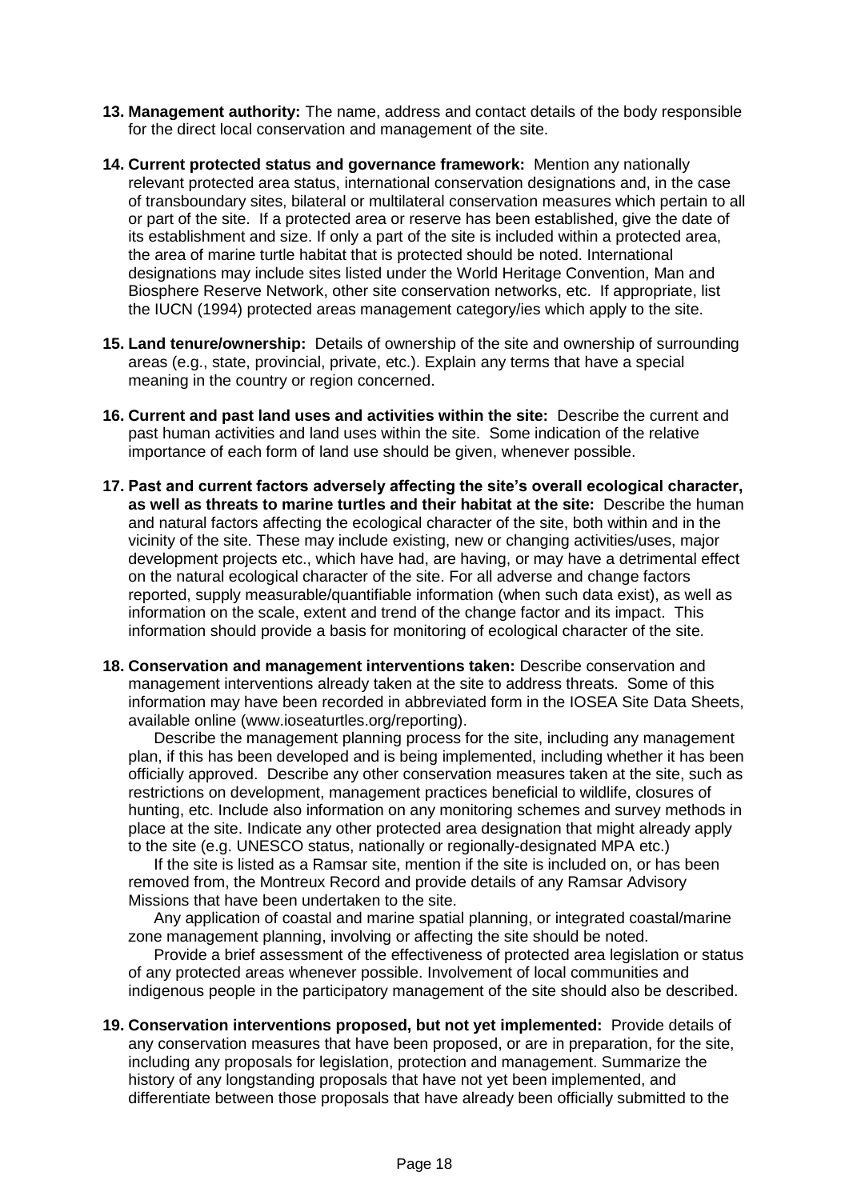13. **Management authority:** The name, address and contact details of the body responsible for the direct local conservation and management of the site.

14. **Current protected status and governance framework:** Mention any nationally relevant protected area status, international conservation designations and, in the case of transboundary sites, bilateral or multilateral conservation measures which pertain to all or part of the site. If a protected area or reserve has been established, give the date of its establishment and size. If only a part of the site is included within a protected area, the area of marine turtle habitat that is protected should be noted. International designations may include sites listed under the World Heritage Convention, Man and Biosphere Reserve Network, other site conservation networks, etc. If appropriate, list the IUCN (1994) protected areas management category/ies which apply to the site.

15. **Land tenure/ownership:** Details of ownership of the site and ownership of surrounding areas (e.g., state, provincial, private, etc.). Explain any terms that have a special meaning in the country or region concerned.

16. **Current and past land uses and activities within the site:** Describe the current and past human activities and land uses within the site. Some indication of the relative importance of each form of land use should be given, whenever possible.

17. **Past and current factors adversely affecting the site's overall ecological character, as well as threats to marine turtles and their habitat at the site:** Describe the human and natural factors affecting the ecological character of the site, both within and in the vicinity of the site. These may include existing, new or changing activities/uses, major development projects etc., which have had, are having, or may have a detrimental effect on the natural ecological character of the site. For all adverse and change factors reported, supply measurable/quantifiable information (when such data exist), as well as information on the scale, extent and trend of the change factor and its impact. This information should provide a basis for monitoring of ecological character of the site.

18. **Conservation and management interventions taken:** Describe conservation and management interventions already taken at the site to address threats. Some of this information may have been recorded in abbreviated form in the IOSEA Site Data Sheets, available online (www.ioseaturtles.org/reporting).

    Describe the management planning process for the site, including any management plan, if this has been developed and is being implemented, including whether it has been officially approved. Describe any other conservation measures taken at the site, such as restrictions on development, management practices beneficial to wildlife, closures of hunting, etc. Include also information on any monitoring schemes and survey methods in place at the site. Indicate any other protected area designation that might already apply to the site (e.g. UNESCO status, nationally or regionally-designated MPA etc.)

    If the site is listed as a Ramsar site, mention if the site is included on, or has been removed from, the Montreux Record and provide details of any Ramsar Advisory Missions that have been undertaken to the site.

    Any application of coastal and marine spatial planning, or integrated coastal/marine zone management planning, involving or affecting the site should be noted.

    Provide a brief assessment of the effectiveness of protected area legislation or status of any protected areas whenever possible. Involvement of local communities and indigenous people in the participatory management of the site should also be described.

19. **Conservation interventions proposed, but not yet implemented:** Provide details of any conservation measures that have been proposed, or are in preparation, for the site, including any proposals for legislation, protection and management. Summarize the history of any longstanding proposals that have not yet been implemented, and differentiate between those proposals that have already been officially submitted to the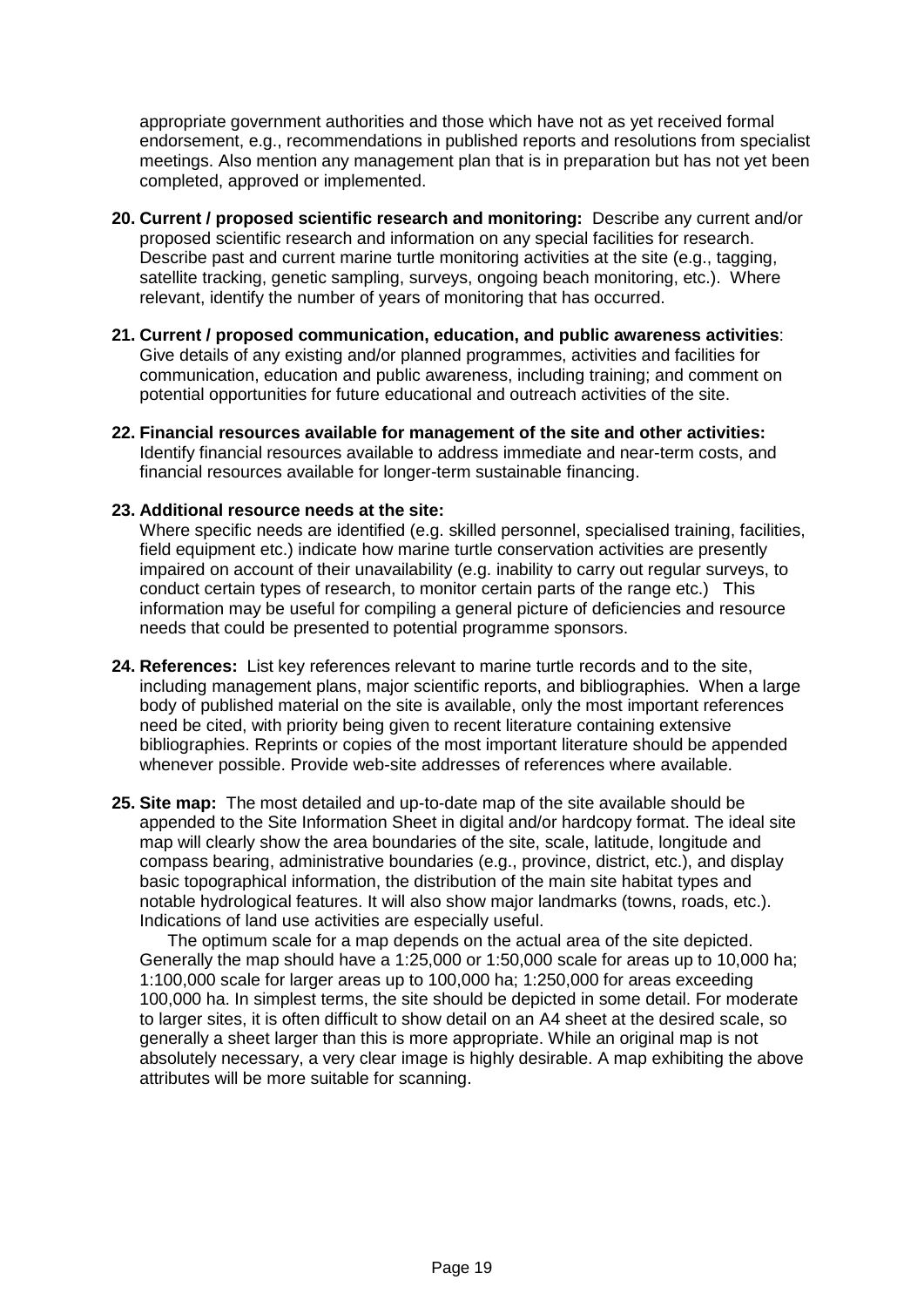appropriate government authorities and those which have not as yet received formal endorsement, e.g., recommendations in published reports and resolutions from specialist meetings. Also mention any management plan that is in preparation but has not yet been completed, approved or implemented.

20. **Current / proposed scientific research and monitoring:** Describe any current and/or proposed scientific research and information on any special facilities for research. Describe past and current marine turtle monitoring activities at the site (e.g., tagging, satellite tracking, genetic sampling, surveys, ongoing beach monitoring, etc.). Where relevant, identify the number of years of monitoring that has occurred.

21. **Current / proposed communication, education, and public awareness activities**: Give details of any existing and/or planned programmes, activities and facilities for communication, education and public awareness, including training; and comment on potential opportunities for future educational and outreach activities of the site.

22. **Financial resources available for management of the site and other activities:** Identify financial resources available to address immediate and near-term costs, and financial resources available for longer-term sustainable financing.

23. **Additional resource needs at the site:**
    Where specific needs are identified (e.g. skilled personnel, specialised training, facilities, field equipment etc.) indicate how marine turtle conservation activities are presently impaired on account of their unavailability (e.g. inability to carry out regular surveys, to conduct certain types of research, to monitor certain parts of the range etc.) This information may be useful for compiling a general picture of deficiencies and resource needs that could be presented to potential programme sponsors.

24. **References:** List key references relevant to marine turtle records and to the site, including management plans, major scientific reports, and bibliographies. When a large body of published material on the site is available, only the most important references need be cited, with priority being given to recent literature containing extensive bibliographies. Reprints or copies of the most important literature should be appended whenever possible. Provide web-site addresses of references where available.

25. **Site map:** The most detailed and up-to-date map of the site available should be appended to the Site Information Sheet in digital and/or hardcopy format. The ideal site map will clearly show the area boundaries of the site, scale, latitude, longitude and compass bearing, administrative boundaries (e.g., province, district, etc.), and display basic topographical information, the distribution of the main site habitat types and notable hydrological features. It will also show major landmarks (towns, roads, etc.). Indications of land use activities are especially useful.

    The optimum scale for a map depends on the actual area of the site depicted. Generally the map should have a 1:25,000 or 1:50,000 scale for areas up to 10,000 ha; 1:100,000 scale for larger areas up to 100,000 ha; 1:250,000 for areas exceeding 100,000 ha. In simplest terms, the site should be depicted in some detail. For moderate to larger sites, it is often difficult to show detail on an A4 sheet at the desired scale, so generally a sheet larger than this is more appropriate. While an original map is not absolutely necessary, a very clear image is highly desirable. A map exhibiting the above attributes will be more suitable for scanning.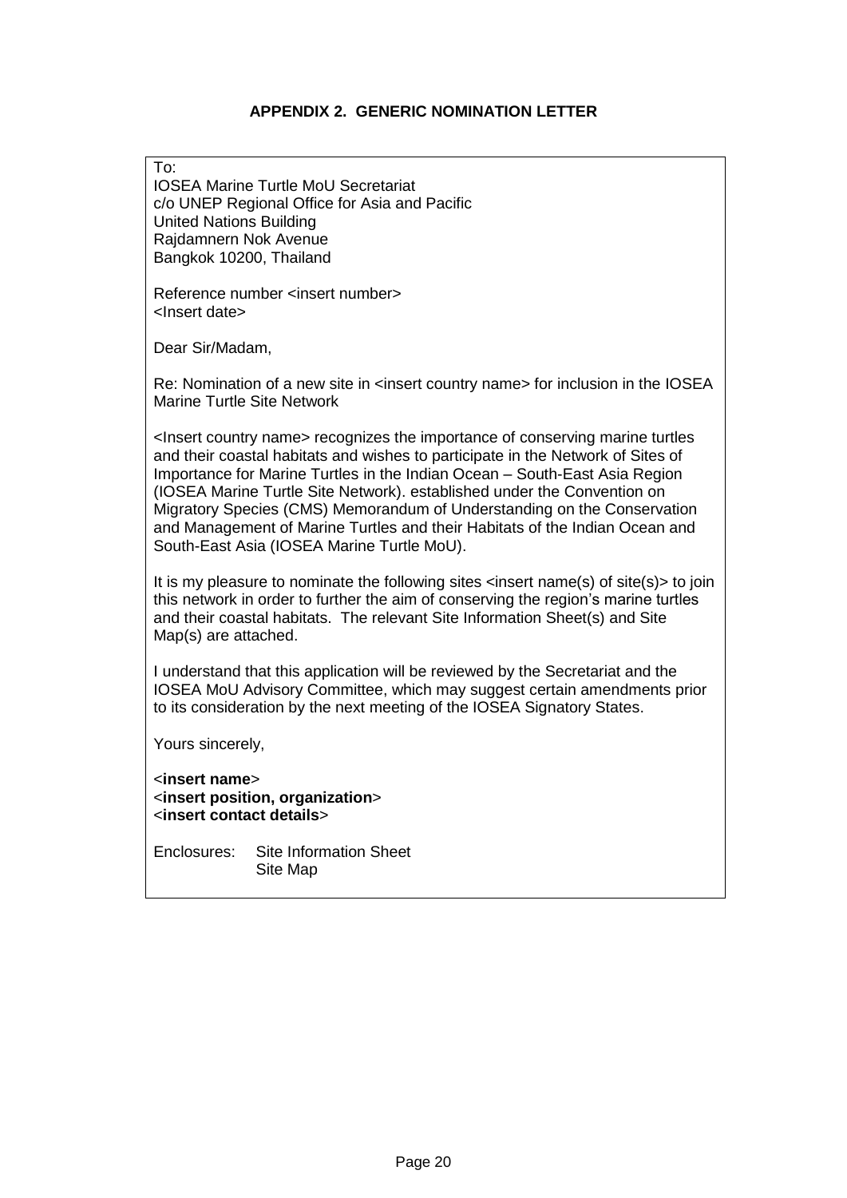### APPENDIX 2. GENERIC NOMINATION LETTER

To:
IOSEA Marine Turtle MoU Secretariat
c/o UNEP Regional Office for Asia and Pacific
United Nations Building
Rajdamnern Nok Avenue
Bangkok 10200, Thailand

Reference number <insert number>
<Insert date>

Dear Sir/Madam,

Re: Nomination of a new site in <insert country name> for inclusion in the IOSEA Marine Turtle Site Network

<Insert country name> recognizes the importance of conserving marine turtles and their coastal habitats and wishes to participate in the Network of Sites of Importance for Marine Turtles in the Indian Ocean – South-East Asia Region (IOSEA Marine Turtle Site Network). established under the Convention on Migratory Species (CMS) Memorandum of Understanding on the Conservation and Management of Marine Turtles and their Habitats of the Indian Ocean and South-East Asia (IOSEA Marine Turtle MoU).

It is my pleasure to nominate the following sites <insert name(s) of site(s)> to join this network in order to further the aim of conserving the region's marine turtles and their coastal habitats. The relevant Site Information Sheet(s) and Site Map(s) are attached.

I understand that this application will be reviewed by the Secretariat and the IOSEA MoU Advisory Committee, which may suggest certain amendments prior to its consideration by the next meeting of the IOSEA Signatory States.

Yours sincerely,

<**insert name**>
<**insert position, organization**>
<**insert contact details**>

Enclosures: Site Information Sheet
Site Map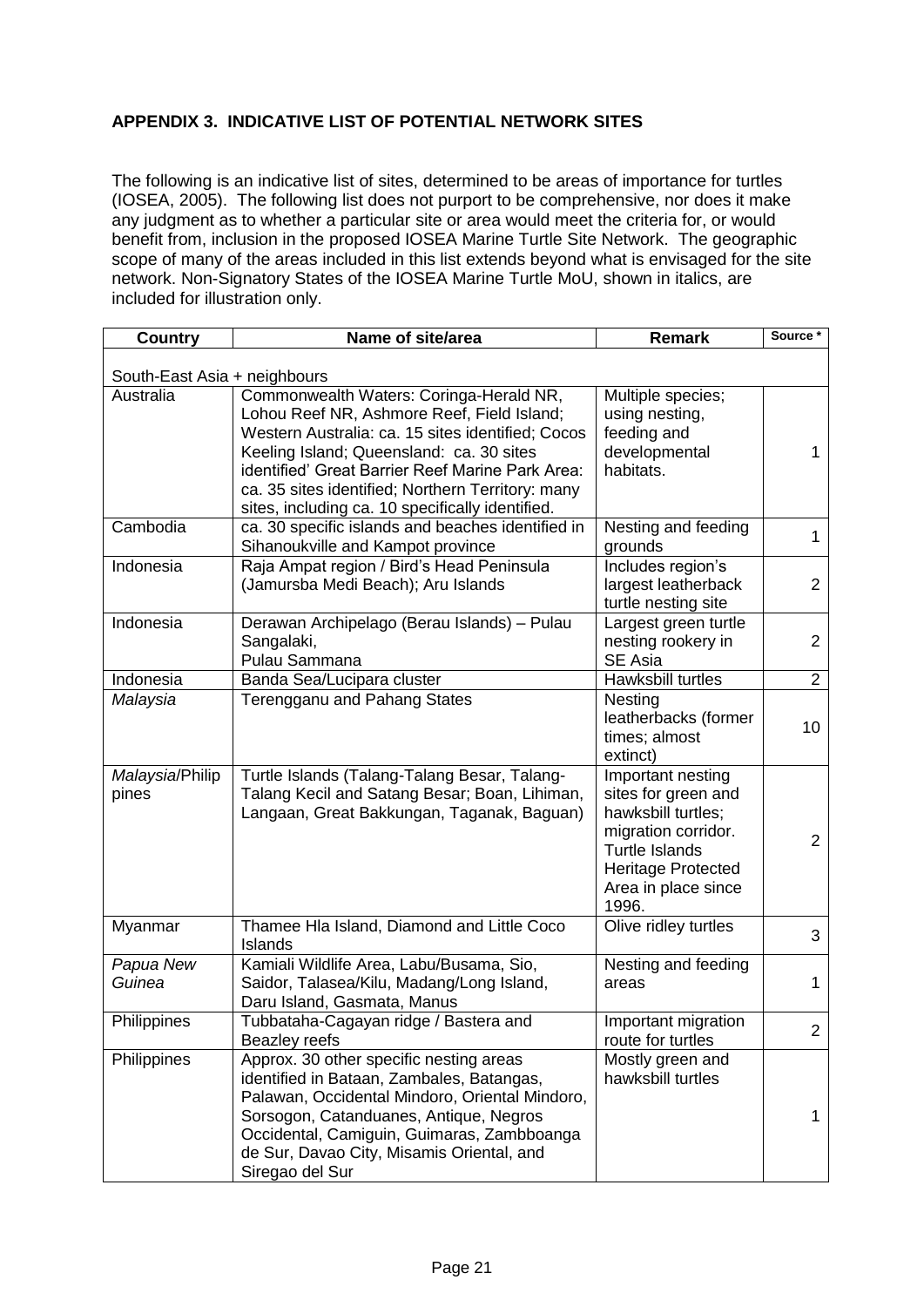**APPENDIX 3. INDICATIVE LIST OF POTENTIAL NETWORK SITES**

The following is an indicative list of sites, determined to be areas of importance for turtles (IOSEA, 2005). The following list does not purport to be comprehensive, nor does it make any judgment as to whether a particular site or area would meet the criteria for, or would benefit from, inclusion in the proposed IOSEA Marine Turtle Site Network. The geographic scope of many of the areas included in this list extends beyond what is envisaged for the site network. Non-Signatory States of the IOSEA Marine Turtle MoU, shown in italics, are included for illustration only.

| Country | Name of site/area | Remark | Source * |
|---|---|---|---|
| South-East Asia + neighbours | | | |
| Australia | Commonwealth Waters: Coringa-Herald NR, Lohou Reef NR, Ashmore Reef, Field Island; Western Australia: ca. 15 sites identified; Cocos Keeling Island; Queensland: ca. 30 sites identified' Great Barrier Reef Marine Park Area: ca. 35 sites identified; Northern Territory: many sites, including ca. 10 specifically identified. | Multiple species; using nesting, feeding and developmental habitats. | 1 |
| Cambodia | ca. 30 specific islands and beaches identified in Sihanoukville and Kampot province | Nesting and feeding grounds | 1 |
| Indonesia | Raja Ampat region / Bird's Head Peninsula (Jamursba Medi Beach); Aru Islands | Includes region's largest leatherback turtle nesting site | 2 |
| Indonesia | Derawan Archipelago (Berau Islands) – Pulau Sangalaki, Pulau Sammana | Largest green turtle nesting rookery in SE Asia | 2 |
| Indonesia | Banda Sea/Lucipara cluster | Hawksbill turtles | 2 |
| *Malaysia* | Terengganu and Pahang States | Nesting leatherbacks (former times; almost extinct) | 10 |
| *Malaysia*/Philippines | Turtle Islands (Talang-Talang Besar, Talang-Talang Kecil and Satang Besar; Boan, Lihiman, Langaan, Great Bakkungan, Taganak, Baguan) | Important nesting sites for green and hawksbill turtles; migration corridor. Turtle Islands Heritage Protected Area in place since 1996. | 2 |
| Myanmar | Thamee Hla Island, Diamond and Little Coco Islands | Olive ridley turtles | 3 |
| *Papua New Guinea* | Kamiali Wildlife Area, Labu/Busama, Sio, Saidor, Talasea/Kilu, Madang/Long Island, Daru Island, Gasmata, Manus | Nesting and feeding areas | 1 |
| Philippines | Tubbataha-Cagayan ridge / Bastera and Beazley reefs | Important migration route for turtles | 2 |
| Philippines | Approx. 30 other specific nesting areas identified in Bataan, Zambales, Batangas, Palawan, Occidental Mindoro, Oriental Mindoro, Sorsogon, Catanduanes, Antique, Negros Occidental, Camiguin, Guimaras, Zambboanga de Sur, Davao City, Misamis Oriental, and Siregao del Sur | Mostly green and hawksbill turtles | 1 |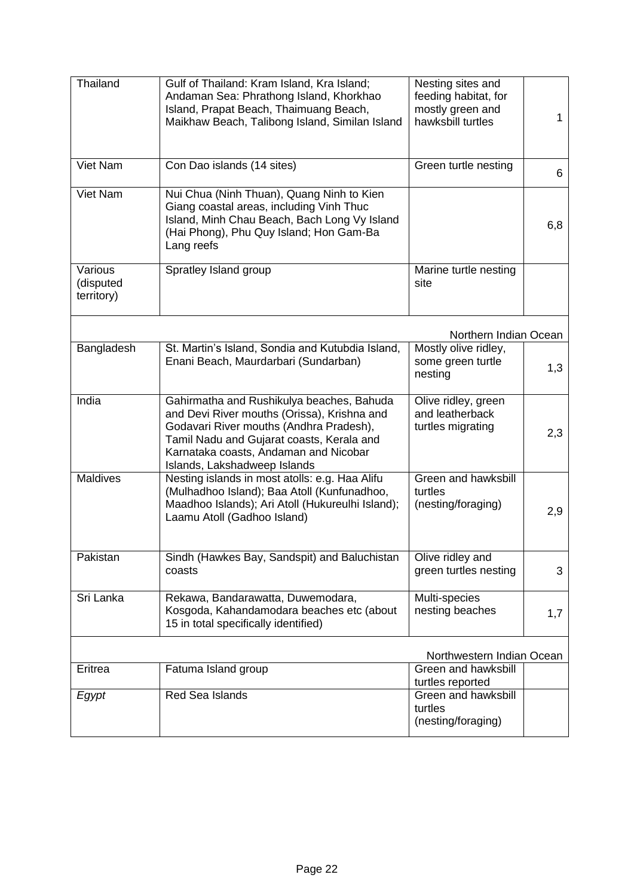| | | | |
|---|---|---|---|
| Thailand | Gulf of Thailand: Kram Island, Kra Island; Andaman Sea: Phrathong Island, Khorkhao Island, Prapat Beach, Thaimuang Beach, Maikhaw Beach, Talibong Island, Similan Island | Nesting sites and feeding habitat, for mostly green and hawksbill turtles | 1 |
| Viet Nam | Con Dao islands (14 sites) | Green turtle nesting | 6 |
| Viet Nam | Nui Chua (Ninh Thuan), Quang Ninh to Kien Giang coastal areas, including Vinh Thuc Island, Minh Chau Beach, Bach Long Vy Island (Hai Phong), Phu Quy Island; Hon Gam-Ba Lang reefs | | 6,8 |
| Various (disputed territory) | Spratley Island group | Marine turtle nesting site | |
| | | Northern Indian Ocean | |
| Bangladesh | St. Martin's Island, Sondia and Kutubdia Island, Enani Beach, Maurdarbari (Sundarban) | Mostly olive ridley, some green turtle nesting | 1,3 |
| India | Gahirmatha and Rushikulya beaches, Bahuda and Devi River mouths (Orissa), Krishna and Godavari River mouths (Andhra Pradesh), Tamil Nadu and Gujarat coasts, Kerala and Karnataka coasts, Andaman and Nicobar Islands, Lakshadweep Islands | Olive ridley, green and leatherback turtles migrating | 2,3 |
| Maldives | Nesting islands in most atolls: e.g. Haa Alifu (Mulhadhoo Island); Baa Atoll (Kunfunadhoo, Maadhoo Islands); Ari Atoll (Hukureulhi Island); Laamu Atoll (Gadhoo Island) | Green and hawksbill turtles (nesting/foraging) | 2,9 |
| Pakistan | Sindh (Hawkes Bay, Sandspit) and Baluchistan coasts | Olive ridley and green turtles nesting | 3 |
| Sri Lanka | Rekawa, Bandarawatta, Duwemodara, Kosgoda, Kahandamodara beaches etc (about 15 in total specifically identified) | Multi-species nesting beaches | 1,7 |
| | | Northwestern Indian Ocean | |
| Eritrea | Fatuma Island group | Green and hawksbill turtles reported | |
| *Egypt* | Red Sea Islands | Green and hawksbill turtles (nesting/foraging) | |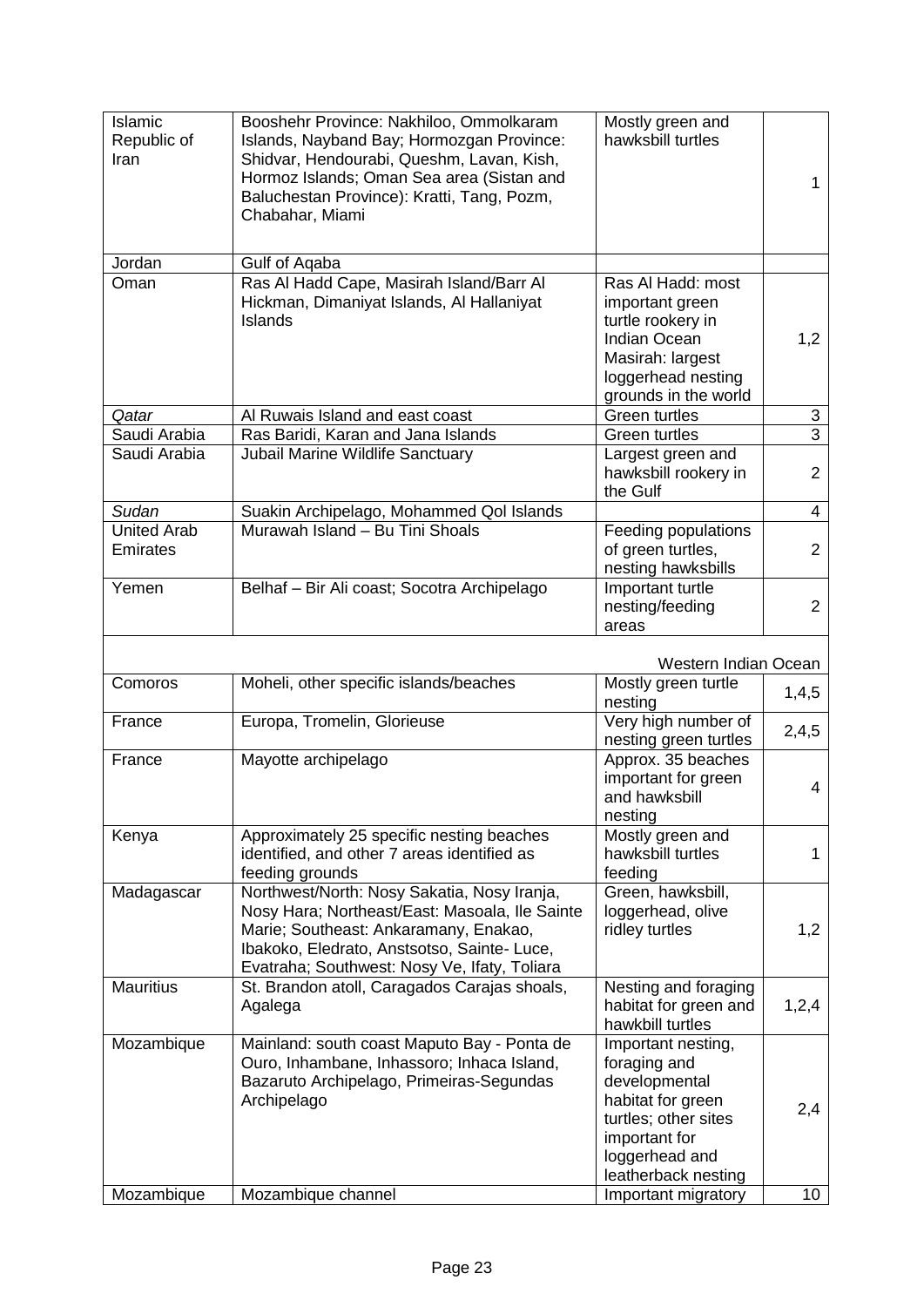| | | | |
|---|---|---|---|
| Islamic Republic of Iran | Booshehr Province: Nakhiloo, Ommolkaram Islands, Nayband Bay; Hormozgan Province: Shidvar, Hendourabi, Queshm, Lavan, Kish, Hormoz Islands; Oman Sea area (Sistan and Baluchestan Province): Kratti, Tang, Pozm, Chabahar, Miami | Mostly green and hawksbill turtles | 1 |
| Jordan | Gulf of Aqaba | | |
| Oman | Ras Al Hadd Cape, Masirah Island/Barr Al Hickman, Dimaniyat Islands, Al Hallaniyat Islands | Ras Al Hadd: most important green turtle rookery in Indian Ocean Masirah: largest loggerhead nesting grounds in the world | 1,2 |
| *Qatar* | Al Ruwais Island and east coast | Green turtles | 3 |
| Saudi Arabia | Ras Baridi, Karan and Jana Islands | Green turtles | 3 |
| Saudi Arabia | Jubail Marine Wildlife Sanctuary | Largest green and hawksbill rookery in the Gulf | 2 |
| *Sudan* | Suakin Archipelago, Mohammed Qol Islands | | 4 |
| United Arab Emirates | Murawah Island – Bu Tini Shoals | Feeding populations of green turtles, nesting hawksbills | 2 |
| Yemen | Belhaf – Bir Ali coast; Socotra Archipelago | Important turtle nesting/feeding areas | 2 |
| | | Western Indian Ocean | |
| Comoros | Moheli, other specific islands/beaches | Mostly green turtle nesting | 1,4,5 |
| France | Europa, Tromelin, Glorieuse | Very high number of nesting green turtles | 2,4,5 |
| France | Mayotte archipelago | Approx. 35 beaches important for green and hawksbill nesting | 4 |
| Kenya | Approximately 25 specific nesting beaches identified, and other 7 areas identified as feeding grounds | Mostly green and hawksbill turtles feeding | 1 |
| Madagascar | Northwest/North: Nosy Sakatia, Nosy Iranja, Nosy Hara; Northeast/East: Masoala, Ile Sainte Marie; Southeast: Ankaramany, Enakao, Ibakoko, Eledrato, Anstsotso, Sainte- Luce, Evatraha; Southwest: Nosy Ve, Ifaty, Toliara | Green, hawksbill, loggerhead, olive ridley turtles | 1,2 |
| Mauritius | St. Brandon atoll, Caragados Carajas shoals, Agalega | Nesting and foraging habitat for green and hawkbill turtles | 1,2,4 |
| Mozambique | Mainland: south coast Maputo Bay - Ponta de Ouro, Inhambane, Inhassoro; Inhaca Island, Bazaruto Archipelago, Primeiras-Segundas Archipelago | Important nesting, foraging and developmental habitat for green turtles; other sites important for loggerhead and leatherback nesting | 2,4 |
| Mozambique | Mozambique channel | Important migratory | 10 |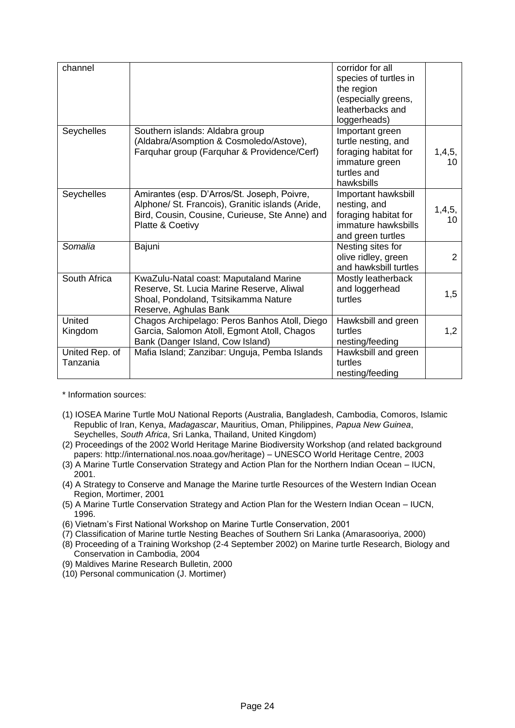| | | | |
|---|---|---|---|
| channel | | corridor for all species of turtles in the region (especially greens, leatherbacks and loggerheads) | |
| Seychelles | Southern islands: Aldabra group (Aldabra/Asomption & Cosmoledo/Astove), Farquhar group (Farquhar & Providence/Cerf) | Important green turtle nesting, and foraging habitat for immature green turtles and hawksbills | 1,4,5, 10 |
| Seychelles | Amirantes (esp. D'Arros/St. Joseph, Poivre, Alphone/ St. Francois), Granitic islands (Aride, Bird, Cousin, Cousine, Curieuse, Ste Anne) and Platte & Coetivy | Important hawksbill nesting, and foraging habitat for immature hawksbills and green turtles | 1,4,5, 10 |
| *Somalia* | Bajuni | Nesting sites for olive ridley, green and hawksbill turtles | 2 |
| South Africa | KwaZulu-Natal coast: Maputaland Marine Reserve, St. Lucia Marine Reserve, Aliwal Shoal, Pondoland, Tsitsikamma Nature Reserve, Aghulas Bank | Mostly leatherback and loggerhead turtles | 1,5 |
| United Kingdom | Chagos Archipelago: Peros Banhos Atoll, Diego Garcia, Salomon Atoll, Egmont Atoll, Chagos Bank (Danger Island, Cow Island) | Hawksbill and green turtles nesting/feeding | 1,2 |
| United Rep. of Tanzania | Mafia Island; Zanzibar: Unguja, Pemba Islands | Hawksbill and green turtles nesting/feeding | |

\* Information sources:

(1) IOSEA Marine Turtle MoU National Reports (Australia, Bangladesh, Cambodia, Comoros, Islamic Republic of Iran, Kenya, *Madagascar*, Mauritius, Oman, Philippines, *Papua New Guinea*, Seychelles, *South Africa*, Sri Lanka, Thailand, United Kingdom)

(2) Proceedings of the 2002 World Heritage Marine Biodiversity Workshop (and related background papers: http://international.nos.noaa.gov/heritage) – UNESCO World Heritage Centre, 2003

(3) A Marine Turtle Conservation Strategy and Action Plan for the Northern Indian Ocean – IUCN, 2001.

(4) A Strategy to Conserve and Manage the Marine turtle Resources of the Western Indian Ocean Region, Mortimer, 2001

(5) A Marine Turtle Conservation Strategy and Action Plan for the Western Indian Ocean – IUCN, 1996.

(6) Vietnam's First National Workshop on Marine Turtle Conservation, 2001

(7) Classification of Marine turtle Nesting Beaches of Southern Sri Lanka (Amarasooriya, 2000)

(8) Proceeding of a Training Workshop (2-4 September 2002) on Marine turtle Research, Biology and Conservation in Cambodia, 2004

(9) Maldives Marine Research Bulletin, 2000

(10) Personal communication (J. Mortimer)